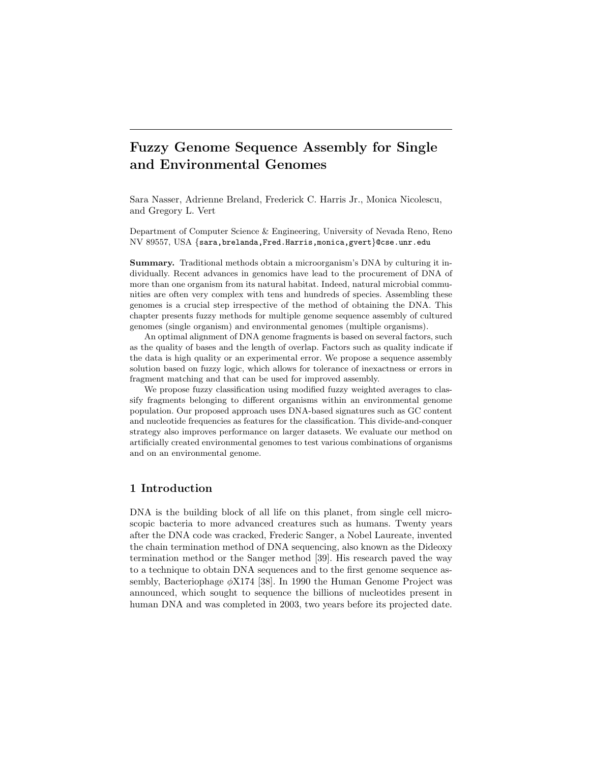# Fuzzy Genome Sequence Assembly for Single and Environmental Genomes

Sara Nasser, Adrienne Breland, Frederick C. Harris Jr., Monica Nicolescu, and Gregory L. Vert

Department of Computer Science & Engineering, University of Nevada Reno, Reno NV 89557, USA {sara,brelanda,Fred.Harris,monica,gvert}@cse.unr.edu

**Summary.** Traditional methods obtain a microorganism's DNA by culturing it individually. Recent advances in genomics have lead to the procurement of DNA of more than one organism from its natural habitat. Indeed, natural microbial communities are often very complex with tens and hundreds of species. Assembling these genomes is a crucial step irrespective of the method of obtaining the DNA. This chapter presents fuzzy methods for multiple genome sequence assembly of cultured genomes (single organism) and environmental genomes (multiple organisms).

An optimal alignment of DNA genome fragments is based on several factors, such as the quality of bases and the length of overlap. Factors such as quality indicate if the data is high quality or an experimental error. We propose a sequence assembly solution based on fuzzy logic, which allows for tolerance of inexactness or errors in fragment matching and that can be used for improved assembly.

We propose fuzzy classification using modified fuzzy weighted averages to classify fragments belonging to different organisms within an environmental genome population. Our proposed approach uses DNA-based signatures such as GC content and nucleotide frequencies as features for the classification. This divide-and-conquer strategy also improves performance on larger datasets. We evaluate our method on artificially created environmental genomes to test various combinations of organisms and on an environmental genome.

## 1 Introduction

DNA is the building block of all life on this planet, from single cell microscopic bacteria to more advanced creatures such as humans. Twenty years after the DNA code was cracked, Frederic Sanger, a Nobel Laureate, invented the chain termination method of DNA sequencing, also known as the Dideoxy termination method or the Sanger method [39]. His research paved the way to a technique to obtain DNA sequences and to the first genome sequence assembly, Bacteriophage $\phi$X174 [38]. In 1990 the Human Genome Project was announced, which sought to sequence the billions of nucleotides present in human DNA and was completed in 2003, two years before its projected date.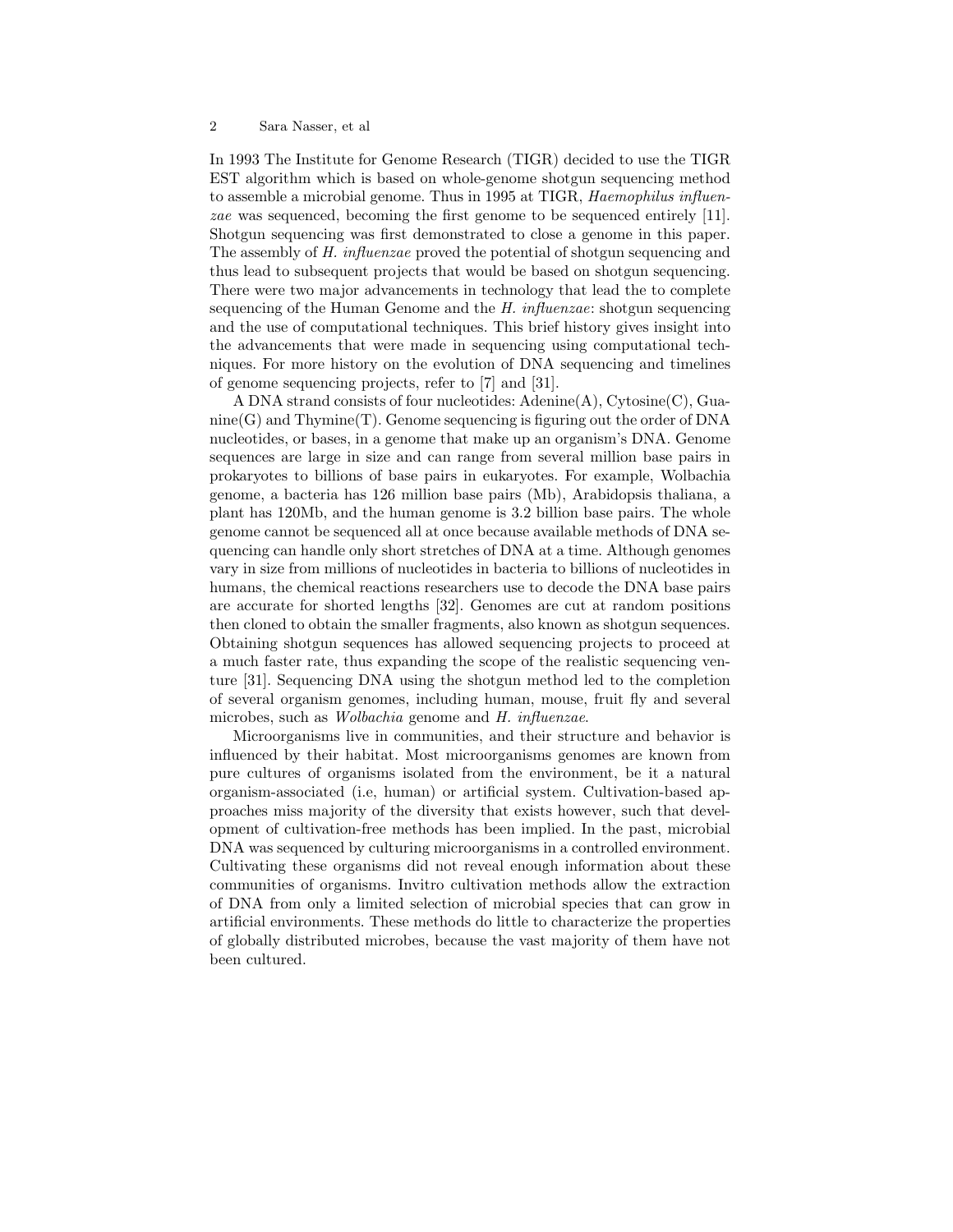In 1993 The Institute for Genome Research (TIGR) decided to use the TIGR EST algorithm which is based on whole-genome shotgun sequencing method to assemble a microbial genome. Thus in 1995 at TIGR, *Haemophilus influenzae* was sequenced, becoming the first genome to be sequenced entirely [11]. Shotgun sequencing was first demonstrated to close a genome in this paper. The assembly of *H. influenzae* proved the potential of shotgun sequencing and thus lead to subsequent projects that would be based on shotgun sequencing. There were two major advancements in technology that lead the to complete sequencing of the Human Genome and the *H. influenzae*: shotgun sequencing and the use of computational techniques. This brief history gives insight into the advancements that were made in sequencing using computational techniques. For more history on the evolution of DNA sequencing and timelines of genome sequencing projects, refer to [7] and [31].

A DNA strand consists of four nucleotides: Adenine(A), Cytosine(C), Guanine(G) and Thymine(T). Genome sequencing is figuring out the order of DNA nucleotides, or bases, in a genome that make up an organism's DNA. Genome sequences are large in size and can range from several million base pairs in prokaryotes to billions of base pairs in eukaryotes. For example, Wolbachia genome, a bacteria has 126 million base pairs (Mb), Arabidopsis thaliana, a plant has 120Mb, and the human genome is 3.2 billion base pairs. The whole genome cannot be sequenced all at once because available methods of DNA sequencing can handle only short stretches of DNA at a time. Although genomes vary in size from millions of nucleotides in bacteria to billions of nucleotides in humans, the chemical reactions researchers use to decode the DNA base pairs are accurate for shorted lengths [32]. Genomes are cut at random positions then cloned to obtain the smaller fragments, also known as shotgun sequences. Obtaining shotgun sequences has allowed sequencing projects to proceed at a much faster rate, thus expanding the scope of the realistic sequencing venture [31]. Sequencing DNA using the shotgun method led to the completion of several organism genomes, including human, mouse, fruit fly and several microbes, such as *Wolbachia* genome and *H. influenzae*.

Microorganisms live in communities, and their structure and behavior is influenced by their habitat. Most microorganisms genomes are known from pure cultures of organisms isolated from the environment, be it a natural organism-associated (i.e, human) or artificial system. Cultivation-based approaches miss majority of the diversity that exists however, such that development of cultivation-free methods has been implied. In the past, microbial DNA was sequenced by culturing microorganisms in a controlled environment. Cultivating these organisms did not reveal enough information about these communities of organisms. Invitro cultivation methods allow the extraction of DNA from only a limited selection of microbial species that can grow in artificial environments. These methods do little to characterize the properties of globally distributed microbes, because the vast majority of them have not been cultured.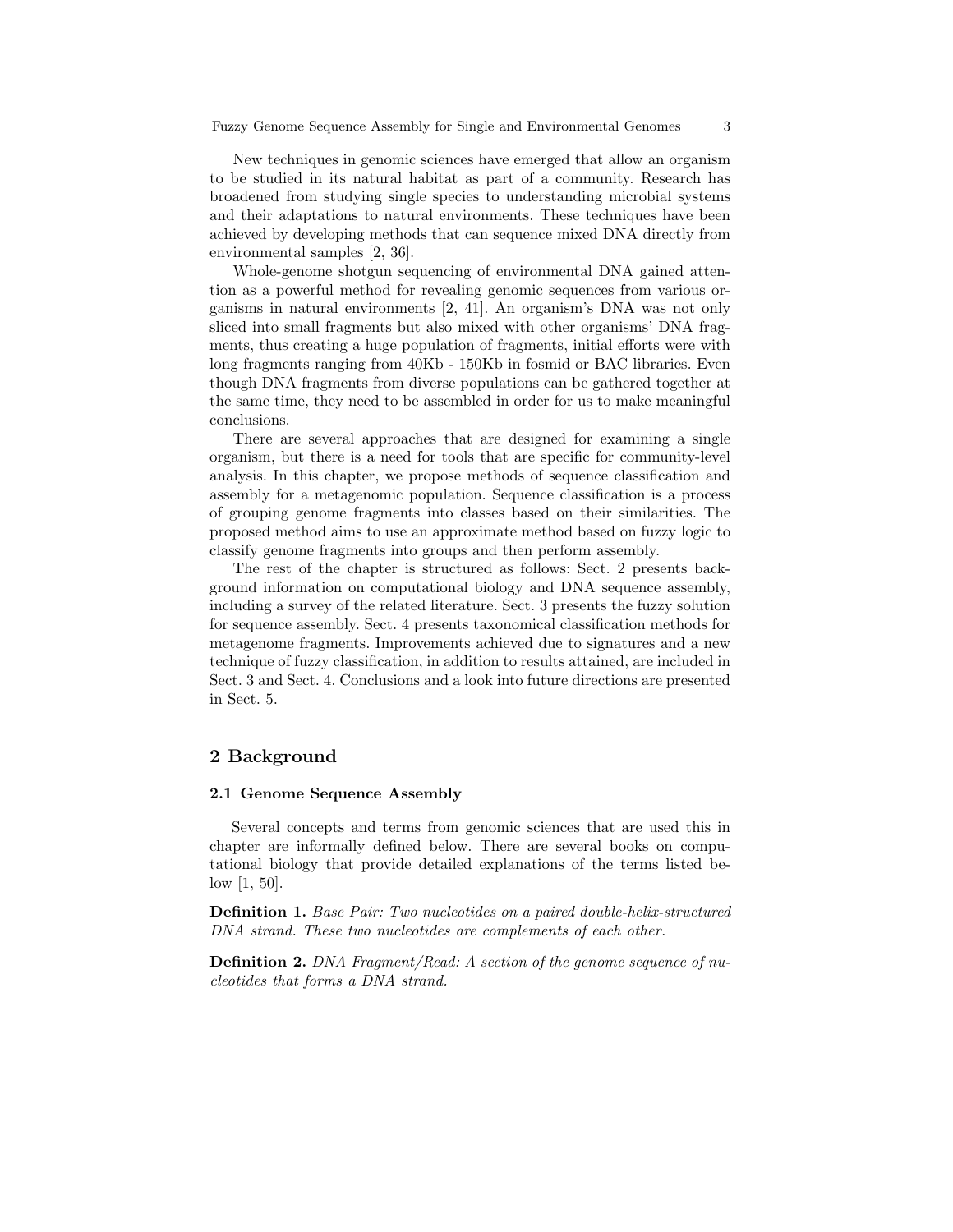New techniques in genomic sciences have emerged that allow an organism to be studied in its natural habitat as part of a community. Research has broadened from studying single species to understanding microbial systems and their adaptations to natural environments. These techniques have been achieved by developing methods that can sequence mixed DNA directly from environmental samples [2, 36].

Whole-genome shotgun sequencing of environmental DNA gained attention as a powerful method for revealing genomic sequences from various organisms in natural environments [2, 41]. An organism's DNA was not only sliced into small fragments but also mixed with other organisms' DNA fragments, thus creating a huge population of fragments, initial efforts were with long fragments ranging from 40Kb - 150Kb in fosmid or BAC libraries. Even though DNA fragments from diverse populations can be gathered together at the same time, they need to be assembled in order for us to make meaningful conclusions.

There are several approaches that are designed for examining a single organism, but there is a need for tools that are specific for community-level analysis. In this chapter, we propose methods of sequence classification and assembly for a metagenomic population. Sequence classification is a process of grouping genome fragments into classes based on their similarities. The proposed method aims to use an approximate method based on fuzzy logic to classify genome fragments into groups and then perform assembly.

The rest of the chapter is structured as follows: Sect. 2 presents background information on computational biology and DNA sequence assembly, including a survey of the related literature. Sect. 3 presents the fuzzy solution for sequence assembly. Sect. 4 presents taxonomical classification methods for metagenome fragments. Improvements achieved due to signatures and a new technique of fuzzy classification, in addition to results attained, are included in Sect. 3 and Sect. 4. Conclusions and a look into future directions are presented in Sect. 5.

## 2 Background

### 2.1 Genome Sequence Assembly

Several concepts and terms from genomic sciences that are used this in chapter are informally defined below. There are several books on computational biology that provide detailed explanations of the terms listed below [1, 50].

**Definition 1.** *Base Pair: Two nucleotides on a paired double-helix-structured DNA strand. These two nucleotides are complements of each other.*

**Definition 2.** *DNA Fragment/Read: A section of the genome sequence of nucleotides that forms a DNA strand.*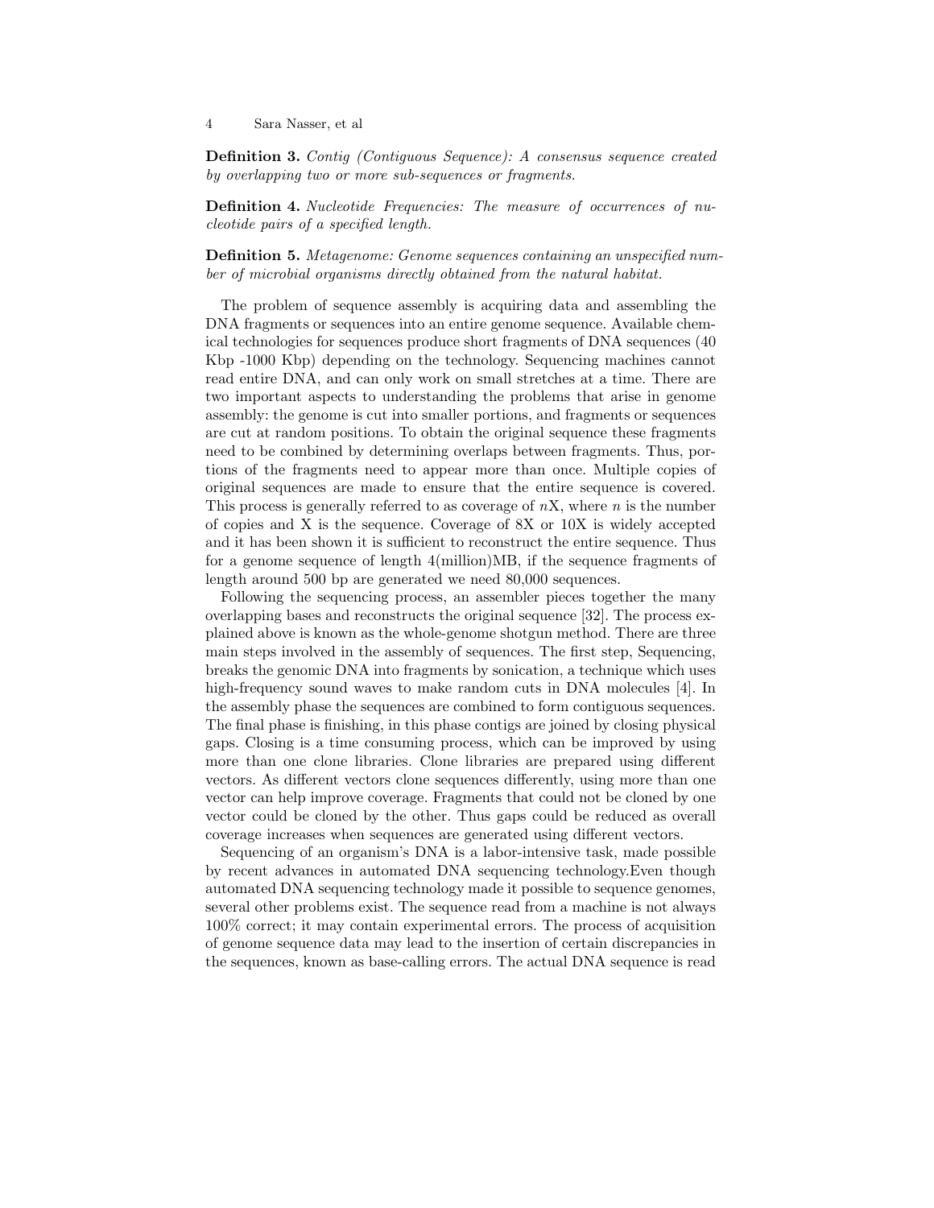**Definition 3.** *Contig (Contiguous Sequence): A consensus sequence created by overlapping two or more sub-sequences or fragments.*

**Definition 4.** *Nucleotide Frequencies: The measure of occurrences of nucleotide pairs of a specified length.*

**Definition 5.** *Metagenome: Genome sequences containing an unspecified number of microbial organisms directly obtained from the natural habitat.*

The problem of sequence assembly is acquiring data and assembling the DNA fragments or sequences into an entire genome sequence. Available chemical technologies for sequences produce short fragments of DNA sequences (40 Kbp -1000 Kbp) depending on the technology. Sequencing machines cannot read entire DNA, and can only work on small stretches at a time. There are two important aspects to understanding the problems that arise in genome assembly: the genome is cut into smaller portions, and fragments or sequences are cut at random positions. To obtain the original sequence these fragments need to be combined by determining overlaps between fragments. Thus, portions of the fragments need to appear more than once. Multiple copies of original sequences are made to ensure that the entire sequence is covered. This process is generally referred to as coverage of $n$X, where $n$ is the number of copies and X is the sequence. Coverage of 8X or 10X is widely accepted and it has been shown it is sufficient to reconstruct the entire sequence. Thus for a genome sequence of length 4(million)MB, if the sequence fragments of length around 500 bp are generated we need 80,000 sequences.

Following the sequencing process, an assembler pieces together the many overlapping bases and reconstructs the original sequence [32]. The process explained above is known as the whole-genome shotgun method. There are three main steps involved in the assembly of sequences. The first step, Sequencing, breaks the genomic DNA into fragments by sonication, a technique which uses high-frequency sound waves to make random cuts in DNA molecules [4]. In the assembly phase the sequences are combined to form contiguous sequences. The final phase is finishing, in this phase contigs are joined by closing physical gaps. Closing is a time consuming process, which can be improved by using more than one clone libraries. Clone libraries are prepared using different vectors. As different vectors clone sequences differently, using more than one vector can help improve coverage. Fragments that could not be cloned by one vector could be cloned by the other. Thus gaps could be reduced as overall coverage increases when sequences are generated using different vectors.

Sequencing of an organism's DNA is a labor-intensive task, made possible by recent advances in automated DNA sequencing technology.Even though automated DNA sequencing technology made it possible to sequence genomes, several other problems exist. The sequence read from a machine is not always 100% correct; it may contain experimental errors. The process of acquisition of genome sequence data may lead to the insertion of certain discrepancies in the sequences, known as base-calling errors. The actual DNA sequence is read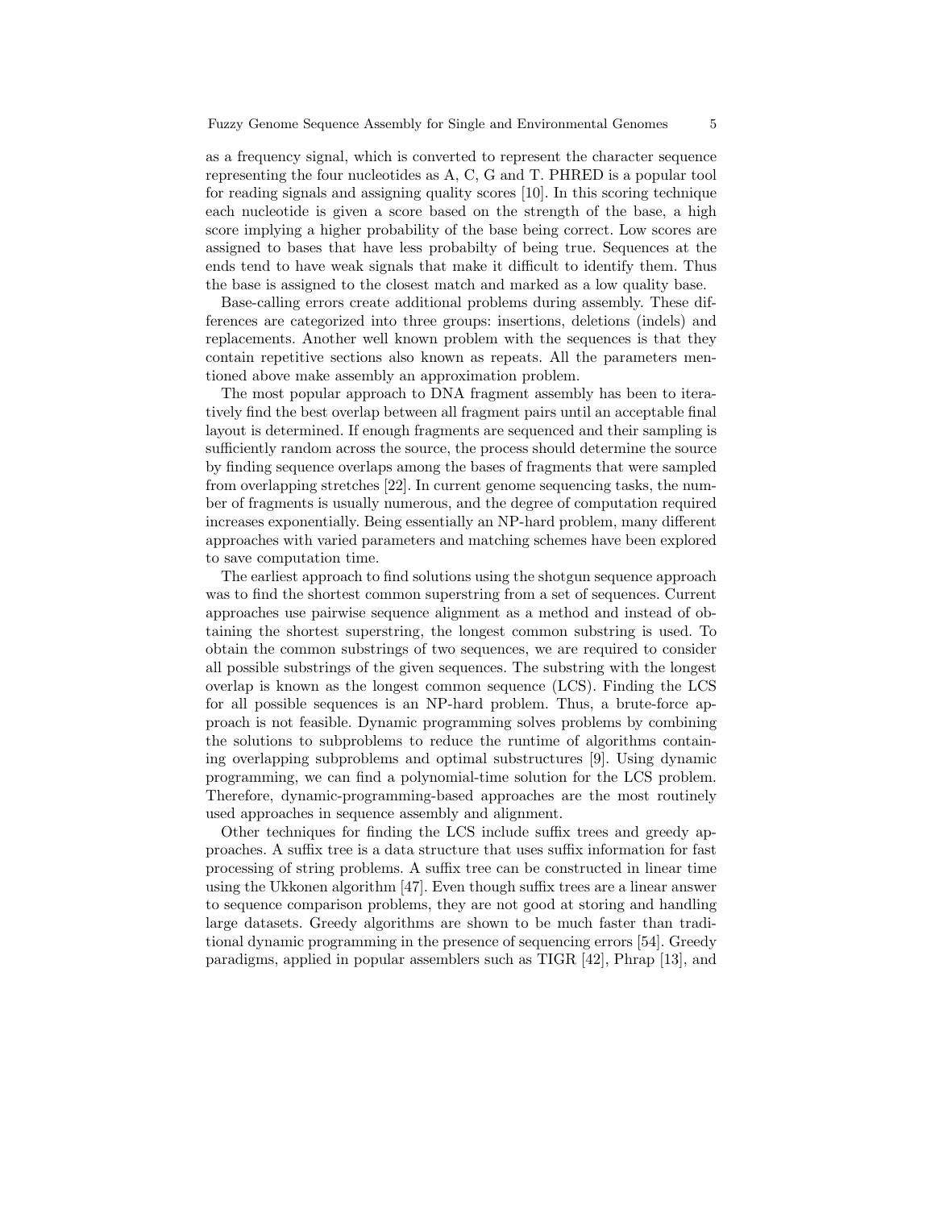as a frequency signal, which is converted to represent the character sequence representing the four nucleotides as A, C, G and T. PHRED is a popular tool for reading signals and assigning quality scores [10]. In this scoring technique each nucleotide is given a score based on the strength of the base, a high score implying a higher probability of the base being correct. Low scores are assigned to bases that have less probabilty of being true. Sequences at the ends tend to have weak signals that make it difficult to identify them. Thus the base is assigned to the closest match and marked as a low quality base.

Base-calling errors create additional problems during assembly. These differences are categorized into three groups: insertions, deletions (indels) and replacements. Another well known problem with the sequences is that they contain repetitive sections also known as repeats. All the parameters mentioned above make assembly an approximation problem.

The most popular approach to DNA fragment assembly has been to iteratively find the best overlap between all fragment pairs until an acceptable final layout is determined. If enough fragments are sequenced and their sampling is sufficiently random across the source, the process should determine the source by finding sequence overlaps among the bases of fragments that were sampled from overlapping stretches [22]. In current genome sequencing tasks, the number of fragments is usually numerous, and the degree of computation required increases exponentially. Being essentially an NP-hard problem, many different approaches with varied parameters and matching schemes have been explored to save computation time.

The earliest approach to find solutions using the shotgun sequence approach was to find the shortest common superstring from a set of sequences. Current approaches use pairwise sequence alignment as a method and instead of obtaining the shortest superstring, the longest common substring is used. To obtain the common substrings of two sequences, we are required to consider all possible substrings of the given sequences. The substring with the longest overlap is known as the longest common sequence (LCS). Finding the LCS for all possible sequences is an NP-hard problem. Thus, a brute-force approach is not feasible. Dynamic programming solves problems by combining the solutions to subproblems to reduce the runtime of algorithms containing overlapping subproblems and optimal substructures [9]. Using dynamic programming, we can find a polynomial-time solution for the LCS problem. Therefore, dynamic-programming-based approaches are the most routinely used approaches in sequence assembly and alignment.

Other techniques for finding the LCS include suffix trees and greedy approaches. A suffix tree is a data structure that uses suffix information for fast processing of string problems. A suffix tree can be constructed in linear time using the Ukkonen algorithm [47]. Even though suffix trees are a linear answer to sequence comparison problems, they are not good at storing and handling large datasets. Greedy algorithms are shown to be much faster than traditional dynamic programming in the presence of sequencing errors [54]. Greedy paradigms, applied in popular assemblers such as TIGR [42], Phrap [13], and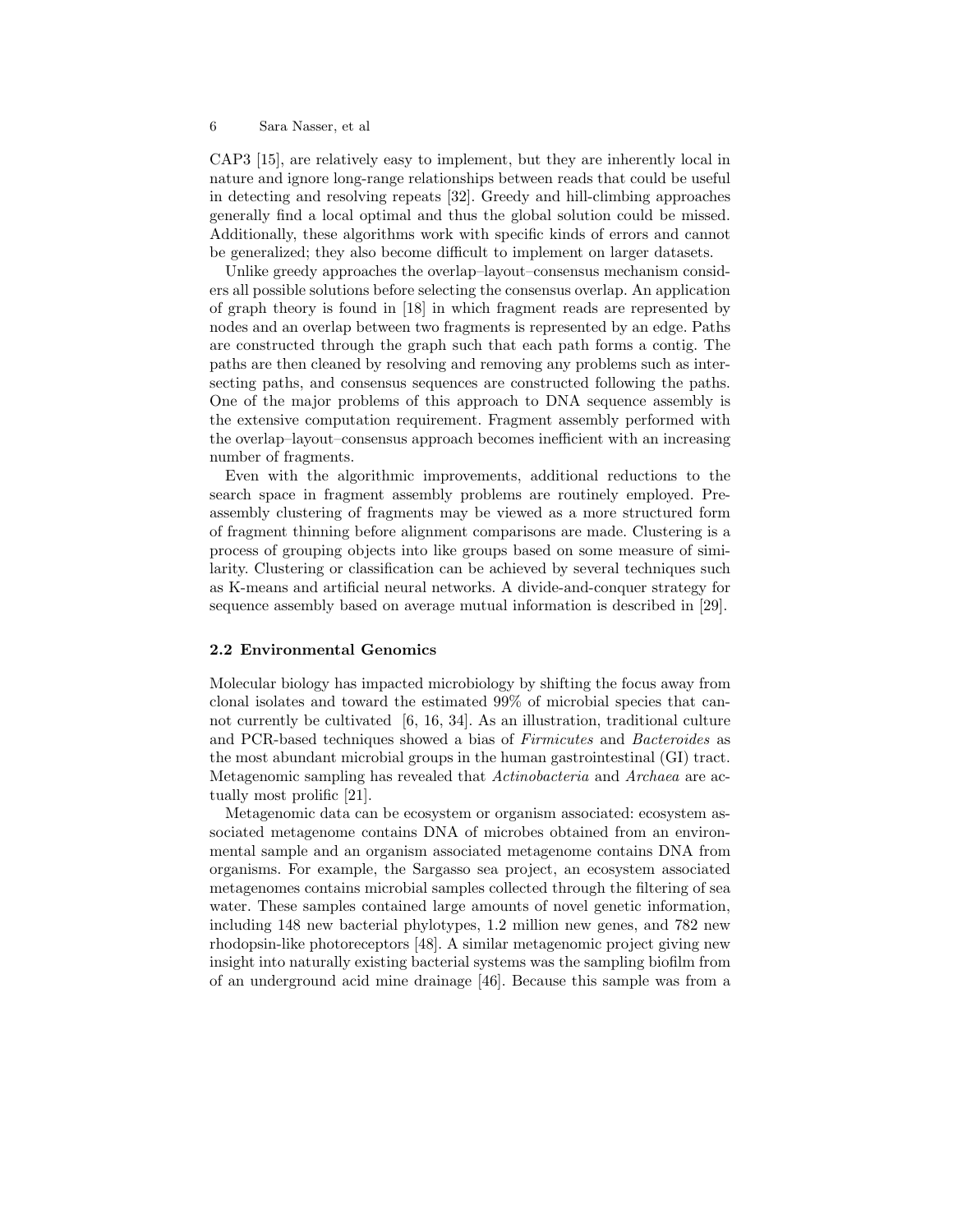CAP3 [15], are relatively easy to implement, but they are inherently local in nature and ignore long-range relationships between reads that could be useful in detecting and resolving repeats [32]. Greedy and hill-climbing approaches generally find a local optimal and thus the global solution could be missed. Additionally, these algorithms work with specific kinds of errors and cannot be generalized; they also become difficult to implement on larger datasets.

Unlike greedy approaches the overlap–layout–consensus mechanism considers all possible solutions before selecting the consensus overlap. An application of graph theory is found in [18] in which fragment reads are represented by nodes and an overlap between two fragments is represented by an edge. Paths are constructed through the graph such that each path forms a contig. The paths are then cleaned by resolving and removing any problems such as intersecting paths, and consensus sequences are constructed following the paths. One of the major problems of this approach to DNA sequence assembly is the extensive computation requirement. Fragment assembly performed with the overlap–layout–consensus approach becomes inefficient with an increasing number of fragments.

Even with the algorithmic improvements, additional reductions to the search space in fragment assembly problems are routinely employed. Pre-assembly clustering of fragments may be viewed as a more structured form of fragment thinning before alignment comparisons are made. Clustering is a process of grouping objects into like groups based on some measure of similarity. Clustering or classification can be achieved by several techniques such as K-means and artificial neural networks. A divide-and-conquer strategy for sequence assembly based on average mutual information is described in [29].

### 2.2 Environmental Genomics

Molecular biology has impacted microbiology by shifting the focus away from clonal isolates and toward the estimated 99% of microbial species that cannot currently be cultivated [6, 16, 34]. As an illustration, traditional culture and PCR-based techniques showed a bias of *Firmicutes* and *Bacteroides* as the most abundant microbial groups in the human gastrointestinal (GI) tract. Metagenomic sampling has revealed that *Actinobacteria* and *Archaea* are actually most prolific [21].

Metagenomic data can be ecosystem or organism associated: ecosystem associated metagenome contains DNA of microbes obtained from an environmental sample and an organism associated metagenome contains DNA from organisms. For example, the Sargasso sea project, an ecosystem associated metagenomes contains microbial samples collected through the filtering of sea water. These samples contained large amounts of novel genetic information, including 148 new bacterial phylotypes, 1.2 million new genes, and 782 new rhodopsin-like photoreceptors [48]. A similar metagenomic project giving new insight into naturally existing bacterial systems was the sampling biofilm from of an underground acid mine drainage [46]. Because this sample was from a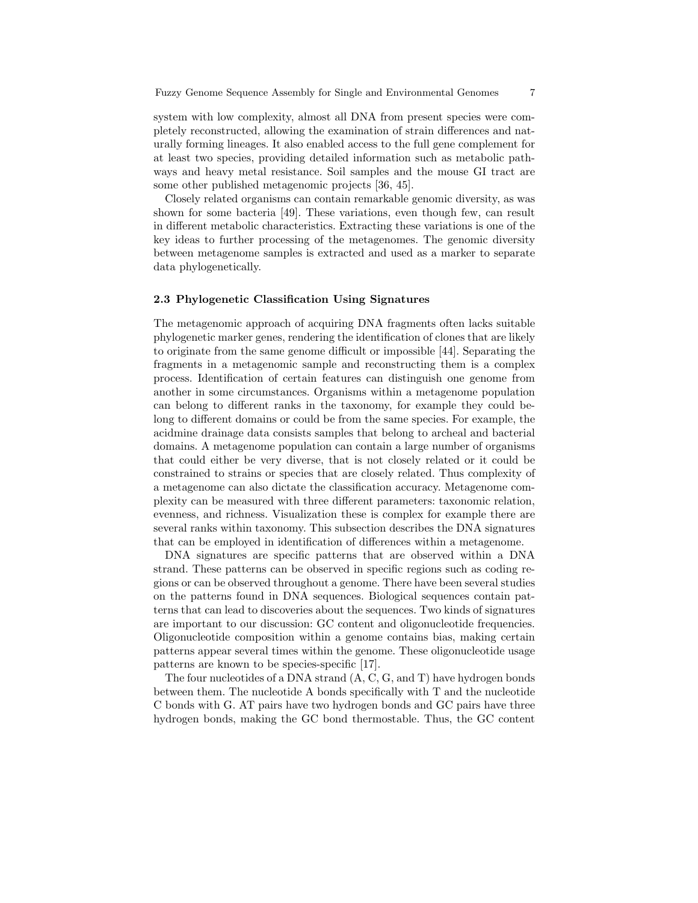system with low complexity, almost all DNA from present species were completely reconstructed, allowing the examination of strain differences and naturally forming lineages. It also enabled access to the full gene complement for at least two species, providing detailed information such as metabolic pathways and heavy metal resistance. Soil samples and the mouse GI tract are some other published metagenomic projects [36, 45].

Closely related organisms can contain remarkable genomic diversity, as was shown for some bacteria [49]. These variations, even though few, can result in different metabolic characteristics. Extracting these variations is one of the key ideas to further processing of the metagenomes. The genomic diversity between metagenome samples is extracted and used as a marker to separate data phylogenetically.

### 2.3 Phylogenetic Classification Using Signatures

The metagenomic approach of acquiring DNA fragments often lacks suitable phylogenetic marker genes, rendering the identification of clones that are likely to originate from the same genome difficult or impossible [44]. Separating the fragments in a metagenomic sample and reconstructing them is a complex process. Identification of certain features can distinguish one genome from another in some circumstances. Organisms within a metagenome population can belong to different ranks in the taxonomy, for example they could belong to different domains or could be from the same species. For example, the acidmine drainage data consists samples that belong to archeal and bacterial domains. A metagenome population can contain a large number of organisms that could either be very diverse, that is not closely related or it could be constrained to strains or species that are closely related. Thus complexity of a metagenome can also dictate the classification accuracy. Metagenome complexity can be measured with three different parameters: taxonomic relation, evenness, and richness. Visualization these is complex for example there are several ranks within taxonomy. This subsection describes the DNA signatures that can be employed in identification of differences within a metagenome.

DNA signatures are specific patterns that are observed within a DNA strand. These patterns can be observed in specific regions such as coding regions or can be observed throughout a genome. There have been several studies on the patterns found in DNA sequences. Biological sequences contain patterns that can lead to discoveries about the sequences. Two kinds of signatures are important to our discussion: GC content and oligonucleotide frequencies. Oligonucleotide composition within a genome contains bias, making certain patterns appear several times within the genome. These oligonucleotide usage patterns are known to be species-specific [17].

The four nucleotides of a DNA strand (A, C, G, and T) have hydrogen bonds between them. The nucleotide A bonds specifically with T and the nucleotide C bonds with G. AT pairs have two hydrogen bonds and GC pairs have three hydrogen bonds, making the GC bond thermostable. Thus, the GC content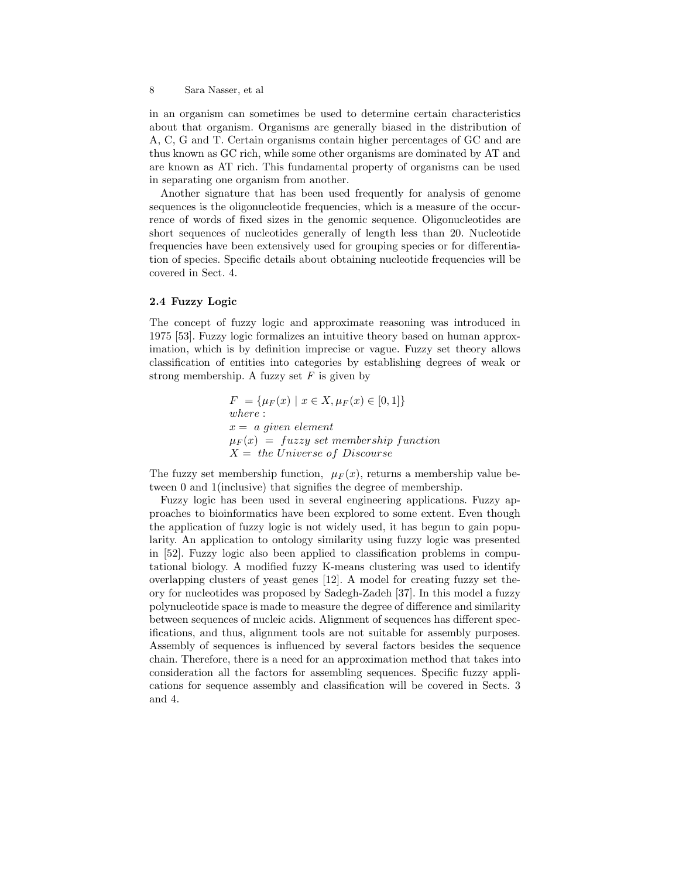in an organism can sometimes be used to determine certain characteristics about that organism. Organisms are generally biased in the distribution of A, C, G and T. Certain organisms contain higher percentages of GC and are thus known as GC rich, while some other organisms are dominated by AT and are known as AT rich. This fundamental property of organisms can be used in separating one organism from another.

Another signature that has been used frequently for analysis of genome sequences is the oligonucleotide frequencies, which is a measure of the occurrence of words of fixed sizes in the genomic sequence. Oligonucleotides are short sequences of nucleotides generally of length less than 20. Nucleotide frequencies have been extensively used for grouping species or for differentiation of species. Specific details about obtaining nucleotide frequencies will be covered in Sect. 4.

### 2.4 Fuzzy Logic

The concept of fuzzy logic and approximate reasoning was introduced in 1975 [53]. Fuzzy logic formalizes an intuitive theory based on human approximation, which is by definition imprecise or vague. Fuzzy set theory allows classification of entities into categories by establishing degrees of weak or strong membership. A fuzzy set $F$ is given by

$$
\begin{aligned}
&F \;= \{\mu_F(x) \mid x \in X, \mu_F(x) \in [0,1]\} \\
&where: \\
&x = \;a\ given\ element \\
&\mu_F(x) \;=\; fuzzy\ set\ membership\ function \\
&X = \;the\ Universe\ of\ Discourse
\end{aligned}
$$

The fuzzy set membership function, $\mu_F(x)$, returns a membership value between 0 and 1(inclusive) that signifies the degree of membership.

Fuzzy logic has been used in several engineering applications. Fuzzy approaches to bioinformatics have been explored to some extent. Even though the application of fuzzy logic is not widely used, it has begun to gain popularity. An application to ontology similarity using fuzzy logic was presented in [52]. Fuzzy logic also been applied to classification problems in computational biology. A modified fuzzy K-means clustering was used to identify overlapping clusters of yeast genes [12]. A model for creating fuzzy set theory for nucleotides was proposed by Sadegh-Zadeh [37]. In this model a fuzzy polynucleotide space is made to measure the degree of difference and similarity between sequences of nucleic acids. Alignment of sequences has different specifications, and thus, alignment tools are not suitable for assembly purposes. Assembly of sequences is influenced by several factors besides the sequence chain. Therefore, there is a need for an approximation method that takes into consideration all the factors for assembling sequences. Specific fuzzy applications for sequence assembly and classification will be covered in Sects. 3 and 4.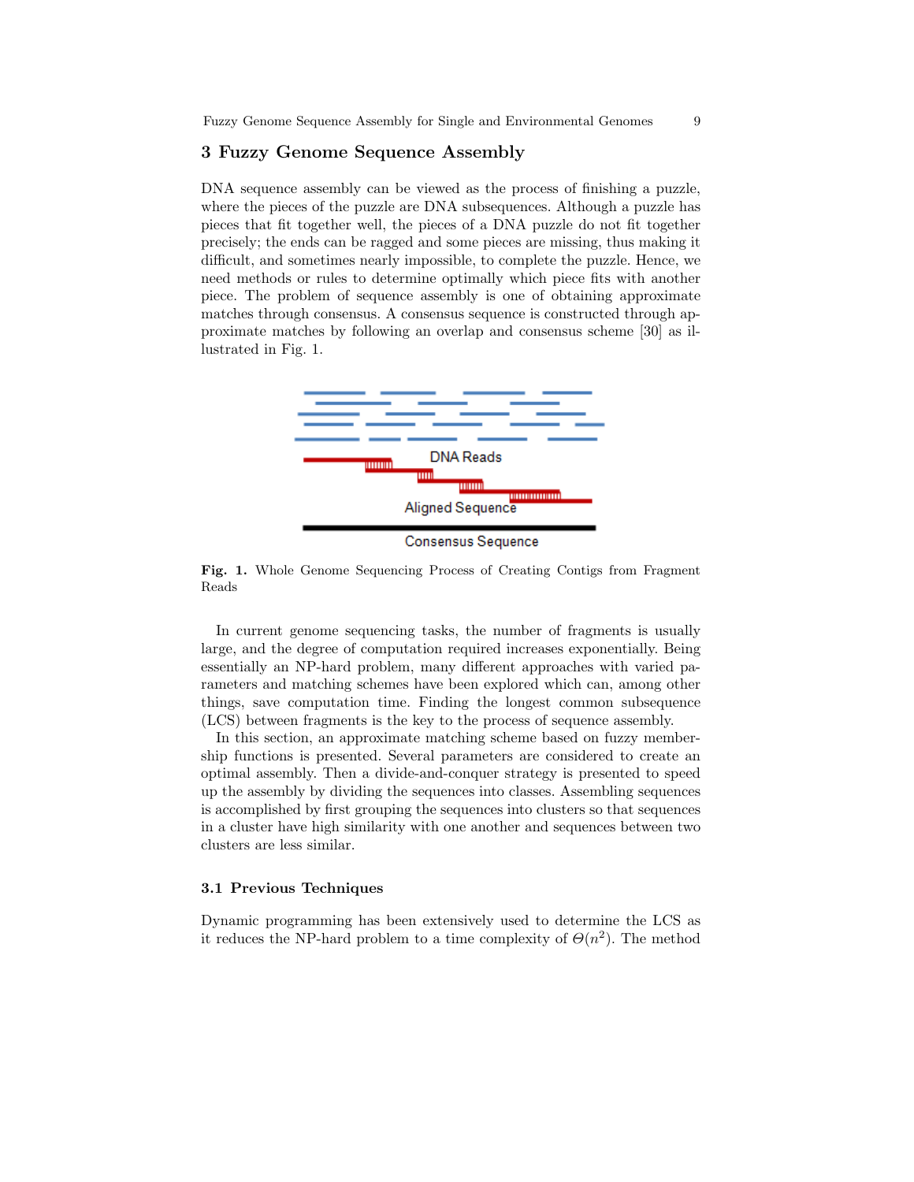## 3 Fuzzy Genome Sequence Assembly

DNA sequence assembly can be viewed as the process of finishing a puzzle, where the pieces of the puzzle are DNA subsequences. Although a puzzle has pieces that fit together well, the pieces of a DNA puzzle do not fit together precisely; the ends can be ragged and some pieces are missing, thus making it difficult, and sometimes nearly impossible, to complete the puzzle. Hence, we need methods or rules to determine optimally which piece fits with another piece. The problem of sequence assembly is one of obtaining approximate matches through consensus. A consensus sequence is constructed through approximate matches by following an overlap and consensus scheme [30] as illustrated in Fig. 1.

**Fig. 1.** Whole Genome Sequencing Process of Creating Contigs from Fragment Reads

In current genome sequencing tasks, the number of fragments is usually large, and the degree of computation required increases exponentially. Being essentially an NP-hard problem, many different approaches with varied parameters and matching schemes have been explored which can, among other things, save computation time. Finding the longest common subsequence (LCS) between fragments is the key to the process of sequence assembly.

In this section, an approximate matching scheme based on fuzzy membership functions is presented. Several parameters are considered to create an optimal assembly. Then a divide-and-conquer strategy is presented to speed up the assembly by dividing the sequences into classes. Assembling sequences is accomplished by first grouping the sequences into clusters so that sequences in a cluster have high similarity with one another and sequences between two clusters are less similar.

### 3.1 Previous Techniques

Dynamic programming has been extensively used to determine the LCS as it reduces the NP-hard problem to a time complexity of $\Theta(n^2)$. The method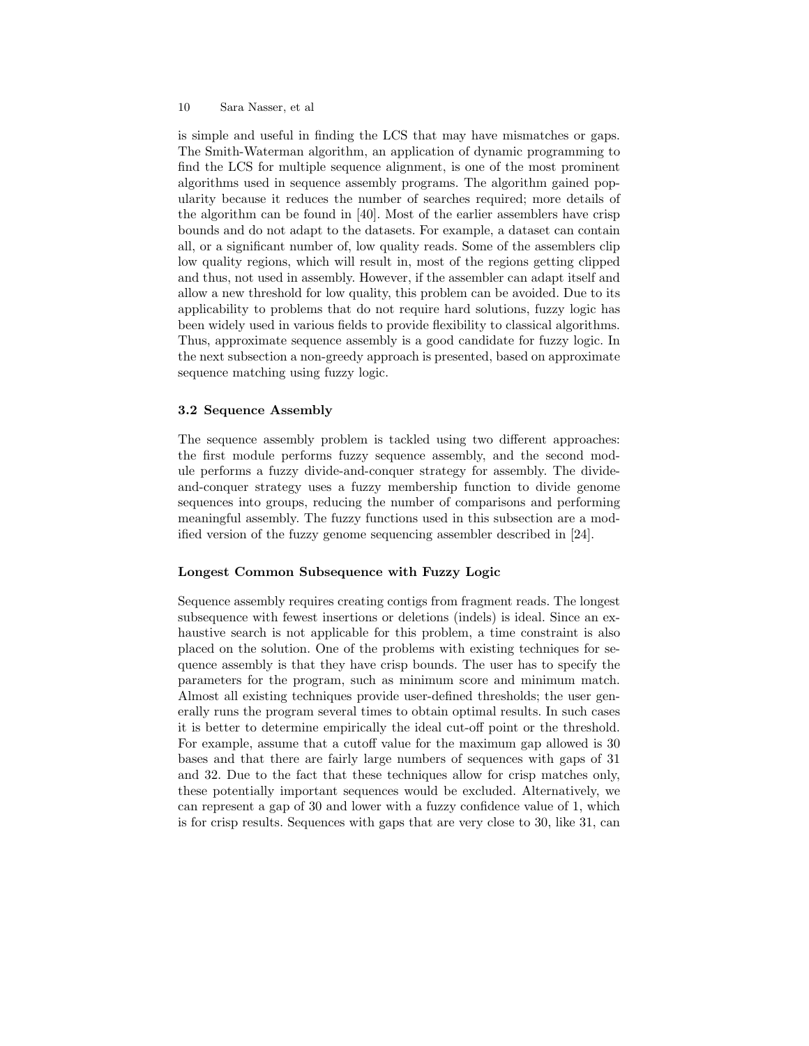is simple and useful in finding the LCS that may have mismatches or gaps. The Smith-Waterman algorithm, an application of dynamic programming to find the LCS for multiple sequence alignment, is one of the most prominent algorithms used in sequence assembly programs. The algorithm gained popularity because it reduces the number of searches required; more details of the algorithm can be found in [40]. Most of the earlier assemblers have crisp bounds and do not adapt to the datasets. For example, a dataset can contain all, or a significant number of, low quality reads. Some of the assemblers clip low quality regions, which will result in, most of the regions getting clipped and thus, not used in assembly. However, if the assembler can adapt itself and allow a new threshold for low quality, this problem can be avoided. Due to its applicability to problems that do not require hard solutions, fuzzy logic has been widely used in various fields to provide flexibility to classical algorithms. Thus, approximate sequence assembly is a good candidate for fuzzy logic. In the next subsection a non-greedy approach is presented, based on approximate sequence matching using fuzzy logic.

### 3.2 Sequence Assembly

The sequence assembly problem is tackled using two different approaches: the first module performs fuzzy sequence assembly, and the second module performs a fuzzy divide-and-conquer strategy for assembly. The divide-and-conquer strategy uses a fuzzy membership function to divide genome sequences into groups, reducing the number of comparisons and performing meaningful assembly. The fuzzy functions used in this subsection are a modified version of the fuzzy genome sequencing assembler described in [24].

#### Longest Common Subsequence with Fuzzy Logic

Sequence assembly requires creating contigs from fragment reads. The longest subsequence with fewest insertions or deletions (indels) is ideal. Since an exhaustive search is not applicable for this problem, a time constraint is also placed on the solution. One of the problems with existing techniques for sequence assembly is that they have crisp bounds. The user has to specify the parameters for the program, such as minimum score and minimum match. Almost all existing techniques provide user-defined thresholds; the user generally runs the program several times to obtain optimal results. In such cases it is better to determine empirically the ideal cut-off point or the threshold. For example, assume that a cutoff value for the maximum gap allowed is 30 bases and that there are fairly large numbers of sequences with gaps of 31 and 32. Due to the fact that these techniques allow for crisp matches only, these potentially important sequences would be excluded. Alternatively, we can represent a gap of 30 and lower with a fuzzy confidence value of 1, which is for crisp results. Sequences with gaps that are very close to 30, like 31, can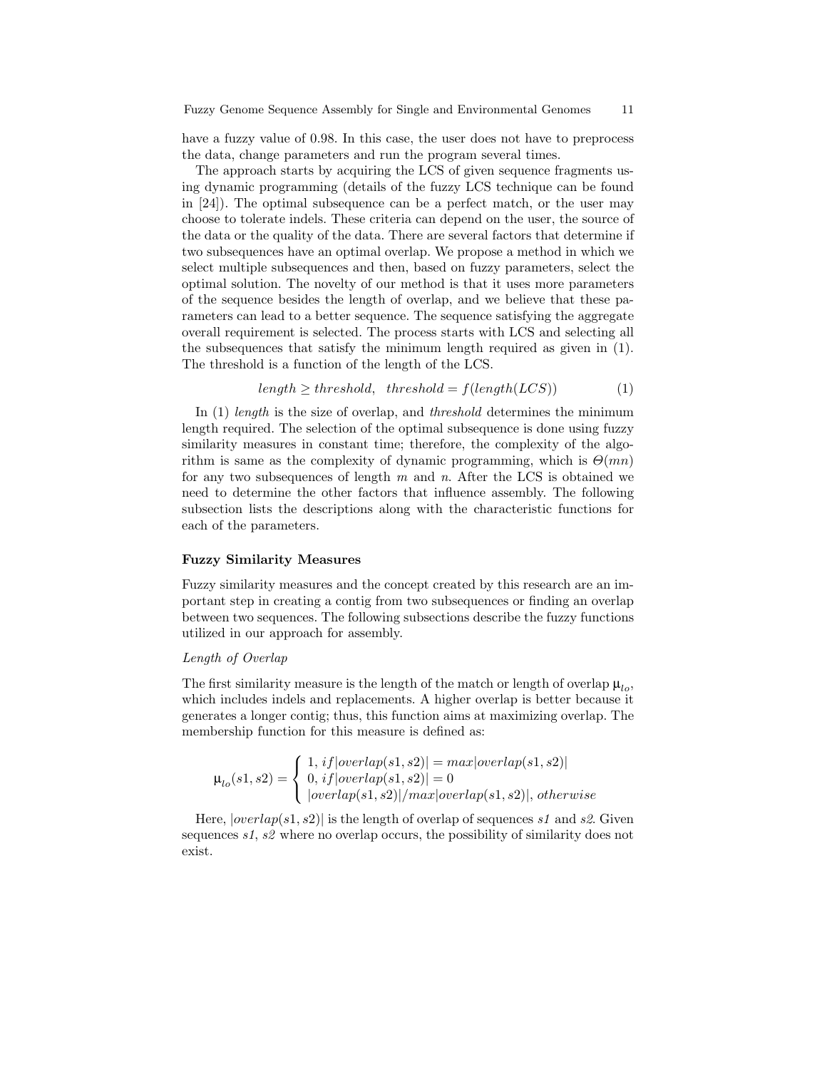have a fuzzy value of 0.98. In this case, the user does not have to preprocess the data, change parameters and run the program several times.

The approach starts by acquiring the LCS of given sequence fragments using dynamic programming (details of the fuzzy LCS technique can be found in [24]). The optimal subsequence can be a perfect match, or the user may choose to tolerate indels. These criteria can depend on the user, the source of the data or the quality of the data. There are several factors that determine if two subsequences have an optimal overlap. We propose a method in which we select multiple subsequences and then, based on fuzzy parameters, select the optimal solution. The novelty of our method is that it uses more parameters of the sequence besides the length of overlap, and we believe that these parameters can lead to a better sequence. The sequence satisfying the aggregate overall requirement is selected. The process starts with LCS and selecting all the subsequences that satisfy the minimum length required as given in (1). The threshold is a function of the length of the LCS.

$$length \geq threshold, \quad threshold = f(length(LCS)) \tag{1}$$

In (1) *length* is the size of overlap, and *threshold* determines the minimum length required. The selection of the optimal subsequence is done using fuzzy similarity measures in constant time; therefore, the complexity of the algorithm is same as the complexity of dynamic programming, which is $\Theta(mn)$ for any two subsequences of length $m$ and $n$. After the LCS is obtained we need to determine the other factors that influence assembly. The following subsection lists the descriptions along with the characteristic functions for each of the parameters.

### Fuzzy Similarity Measures

Fuzzy similarity measures and the concept created by this research are an important step in creating a contig from two subsequences or finding an overlap between two sequences. The following subsections describe the fuzzy functions utilized in our approach for assembly.

*Length of Overlap*

The first similarity measure is the length of the match or length of overlap $\mu_{lo}$, which includes indels and replacements. A higher overlap is better because it generates a longer contig; thus, this function aims at maximizing overlap. The membership function for this measure is defined as:

$$\mu_{lo}(s1, s2) = \begin{cases} 1, if|overlap(s1, s2)| = max|overlap(s1, s2)| \\ 0, if|overlap(s1, s2)| = 0 \\ |overlap(s1, s2)|/max|overlap(s1, s2)|, otherwise \end{cases}$$

Here, $|overlap(s1, s2)|$ is the length of overlap of sequences *s1* and *s2*. Given sequences *s1*, *s2* where no overlap occurs, the possibility of similarity does not exist.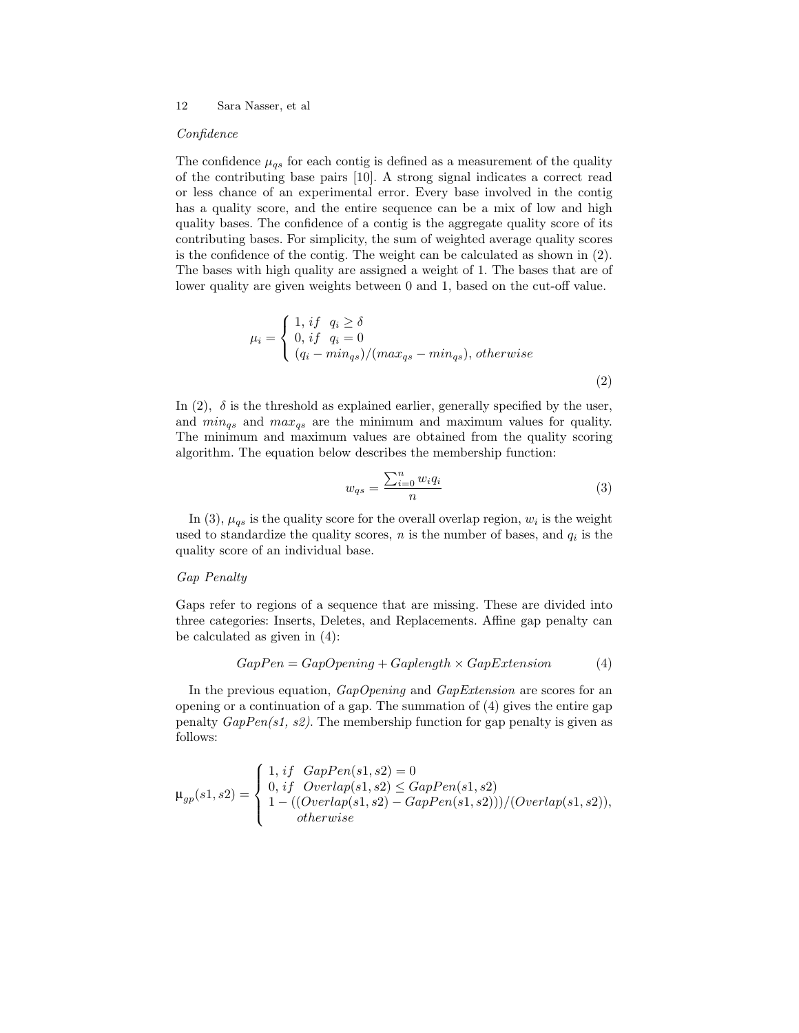*Confidence*

The confidence $\mu_{qs}$ for each contig is defined as a measurement of the quality of the contributing base pairs [10]. A strong signal indicates a correct read or less chance of an experimental error. Every base involved in the contig has a quality score, and the entire sequence can be a mix of low and high quality bases. The confidence of a contig is the aggregate quality score of its contributing bases. For simplicity, the sum of weighted average quality scores is the confidence of the contig. The weight can be calculated as shown in (2). The bases with high quality are assigned a weight of 1. The bases that are of lower quality are given weights between 0 and 1, based on the cut-off value.

$$\mu_i = \begin{cases} 1, if \;\; q_i \geq \delta \\ 0, if \;\; q_i = 0 \\ (q_i - min_{qs})/(max_{qs} - min_{qs}), \, otherwise \end{cases} \tag{2}$$

In (2), $\delta$ is the threshold as explained earlier, generally specified by the user, and $min_{qs}$ and $max_{qs}$ are the minimum and maximum values for quality. The minimum and maximum values are obtained from the quality scoring algorithm. The equation below describes the membership function:

$$w_{qs} = \frac{\sum_{i=0}^{n} w_i q_i}{n} \tag{3}$$

In (3), $\mu_{qs}$ is the quality score for the overall overlap region, $w_i$ is the weight used to standardize the quality scores, $n$ is the number of bases, and $q_i$ is the quality score of an individual base.

*Gap Penalty*

Gaps refer to regions of a sequence that are missing. These are divided into three categories: Inserts, Deletes, and Replacements. Affine gap penalty can be calculated as given in (4):

$$GapPen = GapOpening + Gaplength \times GapExtension \tag{4}$$

In the previous equation, *GapOpening* and *GapExtension* are scores for an opening or a continuation of a gap. The summation of (4) gives the entire gap penalty *GapPen(s1, s2)*. The membership function for gap penalty is given as follows:

$$\mu_{gp}(s1, s2) = \begin{cases} 1, if \;\; GapPen(s1, s2) = 0 \\ 0, if \;\; Overlap(s1, s2) \leq GapPen(s1, s2) \\ 1 - ((Overlap(s1, s2) - GapPen(s1, s2)))/(Overlap(s1, s2)), \\ \quad\quad otherwise \end{cases}$$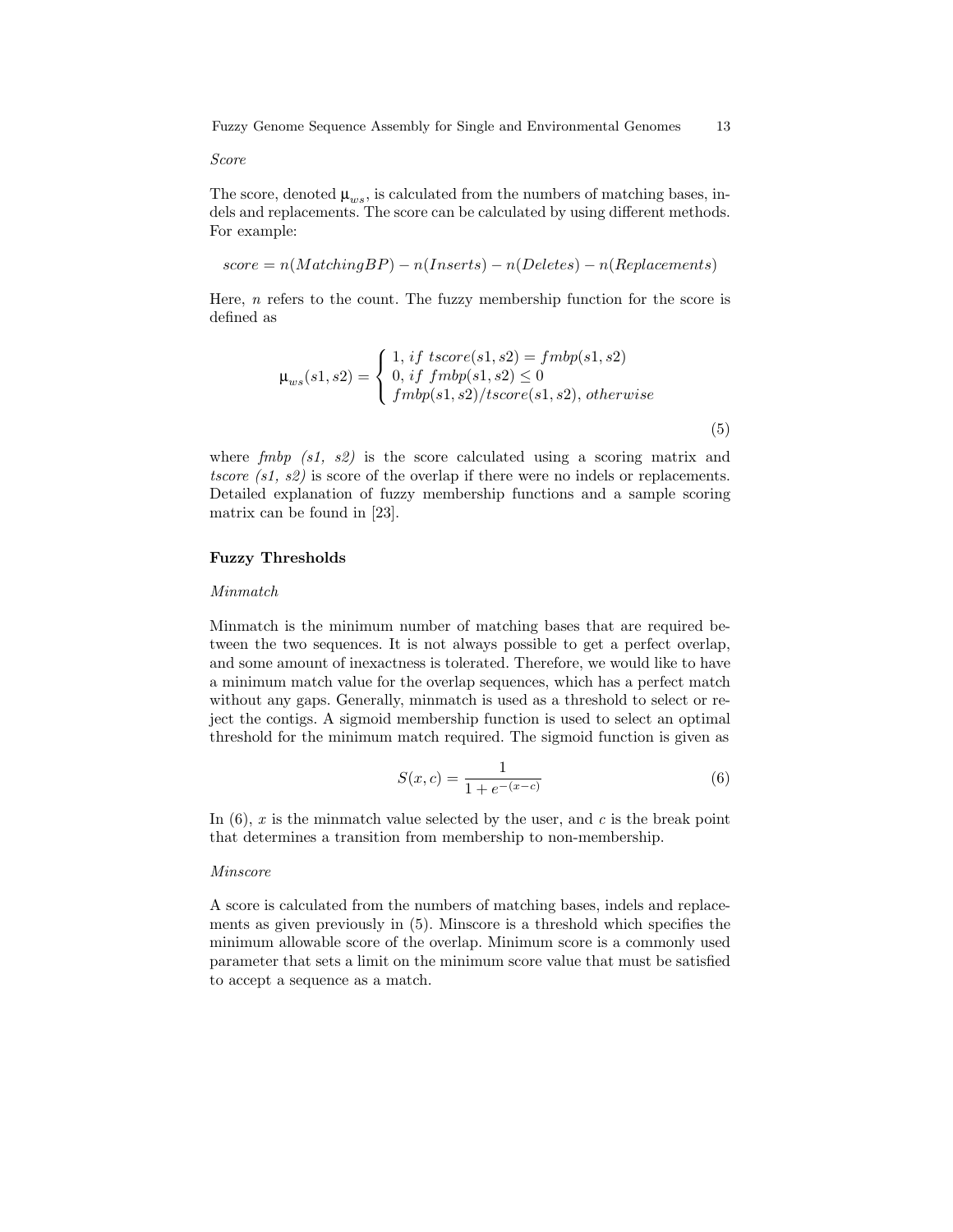*Score*

The score, denoted $\mu_{ws}$, is calculated from the numbers of matching bases, indels and replacements. The score can be calculated by using different methods. For example:

$$score = n(MatchingBP) - n(Inserts) - n(Deletes) - n(Replacements)$$

Here, $n$ refers to the count. The fuzzy membership function for the score is defined as

$$\mu_{ws}(s1, s2) = \begin{cases} 1, \text{ } if \text{ } tscore(s1, s2) = fmbp(s1, s2) \\ 0, \text{ } if \text{ } fmbp(s1, s2) \leq 0 \\ fmbp(s1, s2)/tscore(s1, s2), \text{ } otherwise \end{cases} \tag{5}$$

where *fmbp (s1, s2)* is the score calculated using a scoring matrix and *tscore (s1, s2)* is score of the overlap if there were no indels or replacements. Detailed explanation of fuzzy membership functions and a sample scoring matrix can be found in [23].

**Fuzzy Thresholds**

*Minmatch*

Minmatch is the minimum number of matching bases that are required between the two sequences. It is not always possible to get a perfect overlap, and some amount of inexactness is tolerated. Therefore, we would like to have a minimum match value for the overlap sequences, which has a perfect match without any gaps. Generally, minmatch is used as a threshold to select or reject the contigs. A sigmoid membership function is used to select an optimal threshold for the minimum match required. The sigmoid function is given as

$$S(x, c) = \frac{1}{1 + e^{-(x-c)}} \tag{6}$$

In (6), $x$ is the minmatch value selected by the user, and $c$ is the break point that determines a transition from membership to non-membership.

*Minscore*

A score is calculated from the numbers of matching bases, indels and replacements as given previously in (5). Minscore is a threshold which specifies the minimum allowable score of the overlap. Minimum score is a commonly used parameter that sets a limit on the minimum score value that must be satisfied to accept a sequence as a match.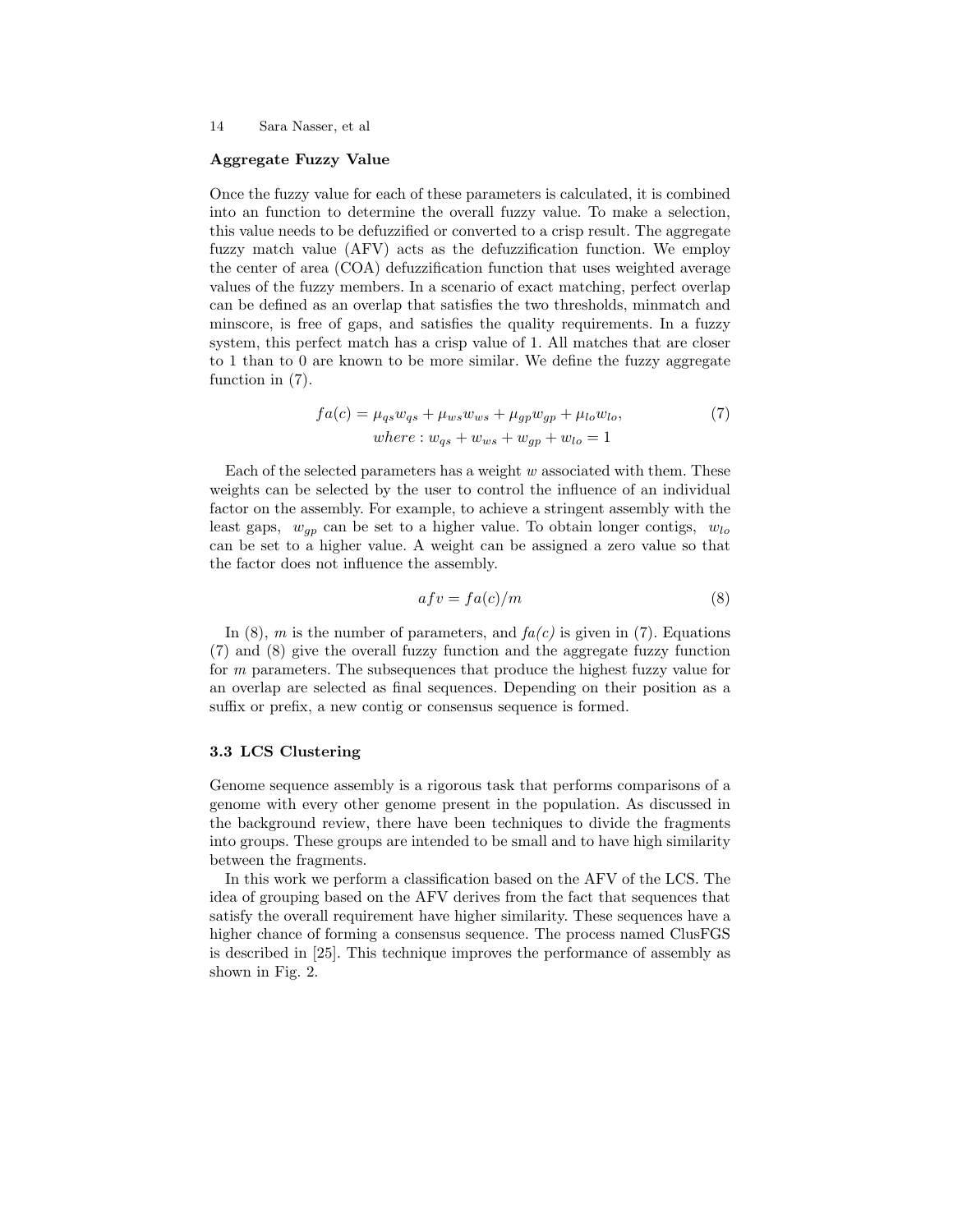### Aggregate Fuzzy Value

Once the fuzzy value for each of these parameters is calculated, it is combined into an function to determine the overall fuzzy value. To make a selection, this value needs to be defuzzified or converted to a crisp result. The aggregate fuzzy match value (AFV) acts as the defuzzification function. We employ the center of area (COA) defuzzification function that uses weighted average values of the fuzzy members. In a scenario of exact matching, perfect overlap can be defined as an overlap that satisfies the two thresholds, minmatch and minscore, is free of gaps, and satisfies the quality requirements. In a fuzzy system, this perfect match has a crisp value of 1. All matches that are closer to 1 than to 0 are known to be more similar. We define the fuzzy aggregate function in (7).

$$fa(c) = \mu_{qs}w_{qs} + \mu_{ws}w_{ws} + \mu_{gp}w_{gp} + \mu_{lo}w_{lo}, \quad (7)$$
$$where: w_{qs} + w_{ws} + w_{gp} + w_{lo} = 1$$

Each of the selected parameters has a weight $w$ associated with them. These weights can be selected by the user to control the influence of an individual factor on the assembly. For example, to achieve a stringent assembly with the least gaps, $w_{gp}$ can be set to a higher value. To obtain longer contigs, $w_{lo}$ can be set to a higher value. A weight can be assigned a zero value so that the factor does not influence the assembly.

$$afv = fa(c)/m \quad (8)$$

In (8), $m$ is the number of parameters, and *fa(c)* is given in (7). Equations (7) and (8) give the overall fuzzy function and the aggregate fuzzy function for $m$ parameters. The subsequences that produce the highest fuzzy value for an overlap are selected as final sequences. Depending on their position as a suffix or prefix, a new contig or consensus sequence is formed.

### 3.3 LCS Clustering

Genome sequence assembly is a rigorous task that performs comparisons of a genome with every other genome present in the population. As discussed in the background review, there have been techniques to divide the fragments into groups. These groups are intended to be small and to have high similarity between the fragments.

In this work we perform a classification based on the AFV of the LCS. The idea of grouping based on the AFV derives from the fact that sequences that satisfy the overall requirement have higher similarity. These sequences have a higher chance of forming a consensus sequence. The process named ClusFGS is described in [25]. This technique improves the performance of assembly as shown in Fig. 2.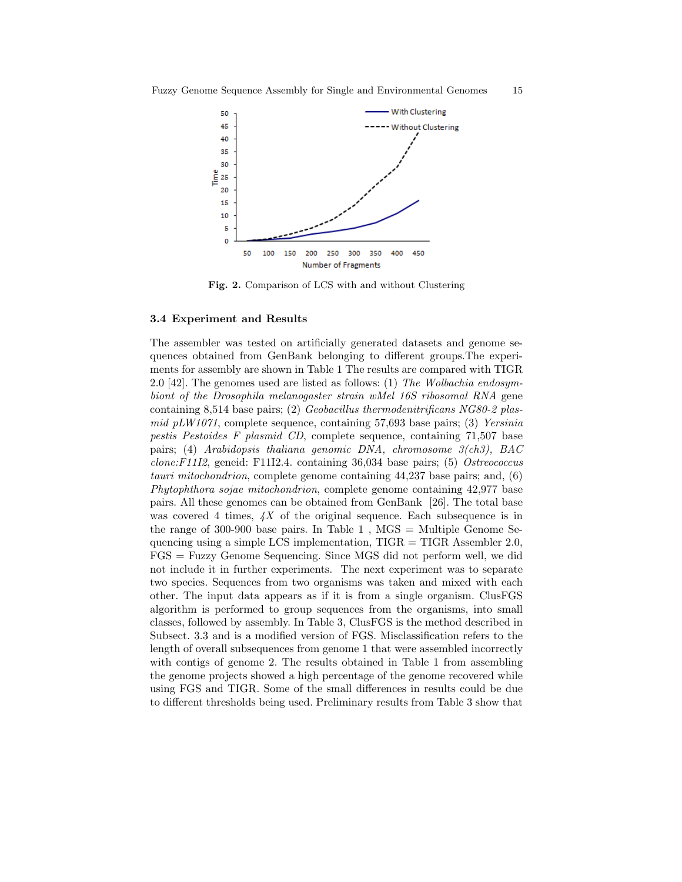Fig. 2. Comparison of LCS with and without Clustering

### 3.4 Experiment and Results

The assembler was tested on artificially generated datasets and genome sequences obtained from GenBank belonging to different groups.The experiments for assembly are shown in Table 1 The results are compared with TIGR 2.0 [42]. The genomes used are listed as follows: (1) *The Wolbachia endosymbiont of the Drosophila melanogaster strain wMel 16S ribosomal RNA* gene containing 8,514 base pairs; (2) *Geobacillus thermodenitrificans NG80-2 plasmid pLW1071*, complete sequence, containing 57,693 base pairs; (3) *Yersinia pestis Pestoides F plasmid CD*, complete sequence, containing 71,507 base pairs; (4) *Arabidopsis thaliana genomic DNA, chromosome 3(ch3), BAC clone:F11I2*, geneid: F11I2.4. containing 36,034 base pairs; (5) *Ostreococcus tauri mitochondrion*, complete genome containing 44,237 base pairs; and, (6) *Phytophthora sojae mitochondrion*, complete genome containing 42,977 base pairs. All these genomes can be obtained from GenBank [26]. The total base was covered 4 times, *4X* of the original sequence. Each subsequence is in the range of 300-900 base pairs. In Table 1 , MGS = Multiple Genome Sequencing using a simple LCS implementation, TIGR = TIGR Assembler 2.0, FGS = Fuzzy Genome Sequencing. Since MGS did not perform well, we did not include it in further experiments. The next experiment was to separate two species. Sequences from two organisms was taken and mixed with each other. The input data appears as if it is from a single organism. ClusFGS algorithm is performed to group sequences from the organisms, into small classes, followed by assembly. In Table 3, ClusFGS is the method described in Subsect. 3.3 and is a modified version of FGS. Misclassification refers to the length of overall subsequences from genome 1 that were assembled incorrectly with contigs of genome 2. The results obtained in Table 1 from assembling the genome projects showed a high percentage of the genome recovered while using FGS and TIGR. Some of the small differences in results could be due to different thresholds being used. Preliminary results from Table 3 show that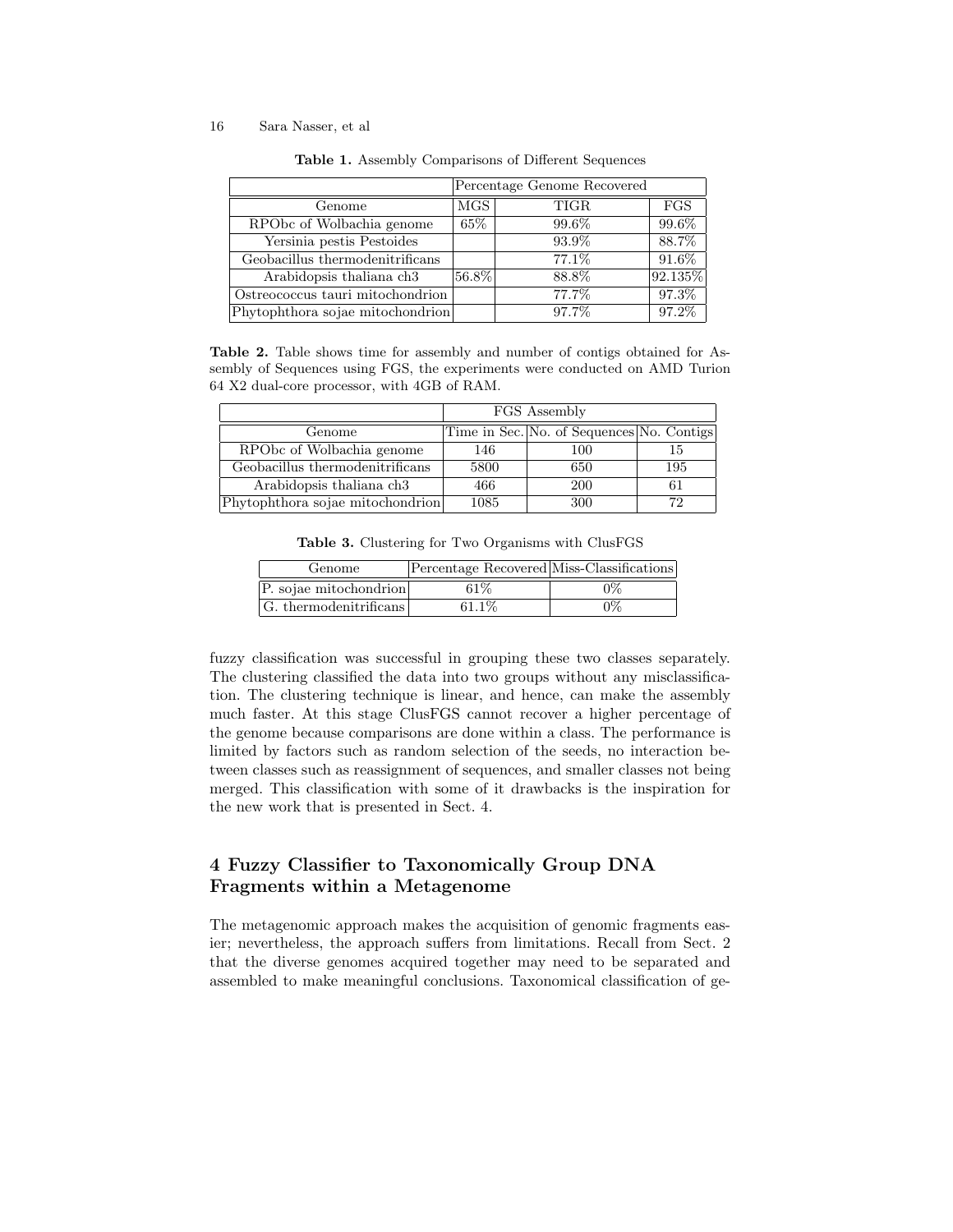**Table 1.** Assembly Comparisons of Different Sequences

| | Percentage Genome Recovered | | |
|---|---|---|---|
| Genome | MGS | TIGR | FGS |
| RPObc of Wolbachia genome | 65% | 99.6% | 99.6% |
| Yersinia pestis Pestoides | | 93.9% | 88.7% |
| Geobacillus thermodenitrificans | | 77.1% | 91.6% |
| Arabidopsis thaliana ch3 | 56.8% | 88.8% | 92.135% |
| Ostreococcus tauri mitochondrion | | 77.7% | 97.3% |
| Phytophthora sojae mitochondrion | | 97.7% | 97.2% |

**Table 2.** Table shows time for assembly and number of contigs obtained for Assembly of Sequences using FGS, the experiments were conducted on AMD Turion 64 X2 dual-core processor, with 4GB of RAM.

| | FGS Assembly | | |
|---|---|---|---|
| Genome | Time in Sec. | No. of Sequences | No. Contigs |
| RPObc of Wolbachia genome | 146 | 100 | 15 |
| Geobacillus thermodenitrificans | 5800 | 650 | 195 |
| Arabidopsis thaliana ch3 | 466 | 200 | 61 |
| Phytophthora sojae mitochondrion | 1085 | 300 | 72 |

**Table 3.** Clustering for Two Organisms with ClusFGS

| Genome | Percentage Recovered | Miss-Classifications |
|---|---|---|
| P. sojae mitochondrion | 61% | 0% |
| G. thermodenitrificans | 61.1% | 0% |

fuzzy classification was successful in grouping these two classes separately. The clustering classified the data into two groups without any misclassification. The clustering technique is linear, and hence, can make the assembly much faster. At this stage ClusFGS cannot recover a higher percentage of the genome because comparisons are done within a class. The performance is limited by factors such as random selection of the seeds, no interaction between classes such as reassignment of sequences, and smaller classes not being merged. This classification with some of it drawbacks is the inspiration for the new work that is presented in Sect. 4.

## 4 Fuzzy Classifier to Taxonomically Group DNA Fragments within a Metagenome

The metagenomic approach makes the acquisition of genomic fragments easier; nevertheless, the approach suffers from limitations. Recall from Sect. 2 that the diverse genomes acquired together may need to be separated and assembled to make meaningful conclusions. Taxonomical classification of ge-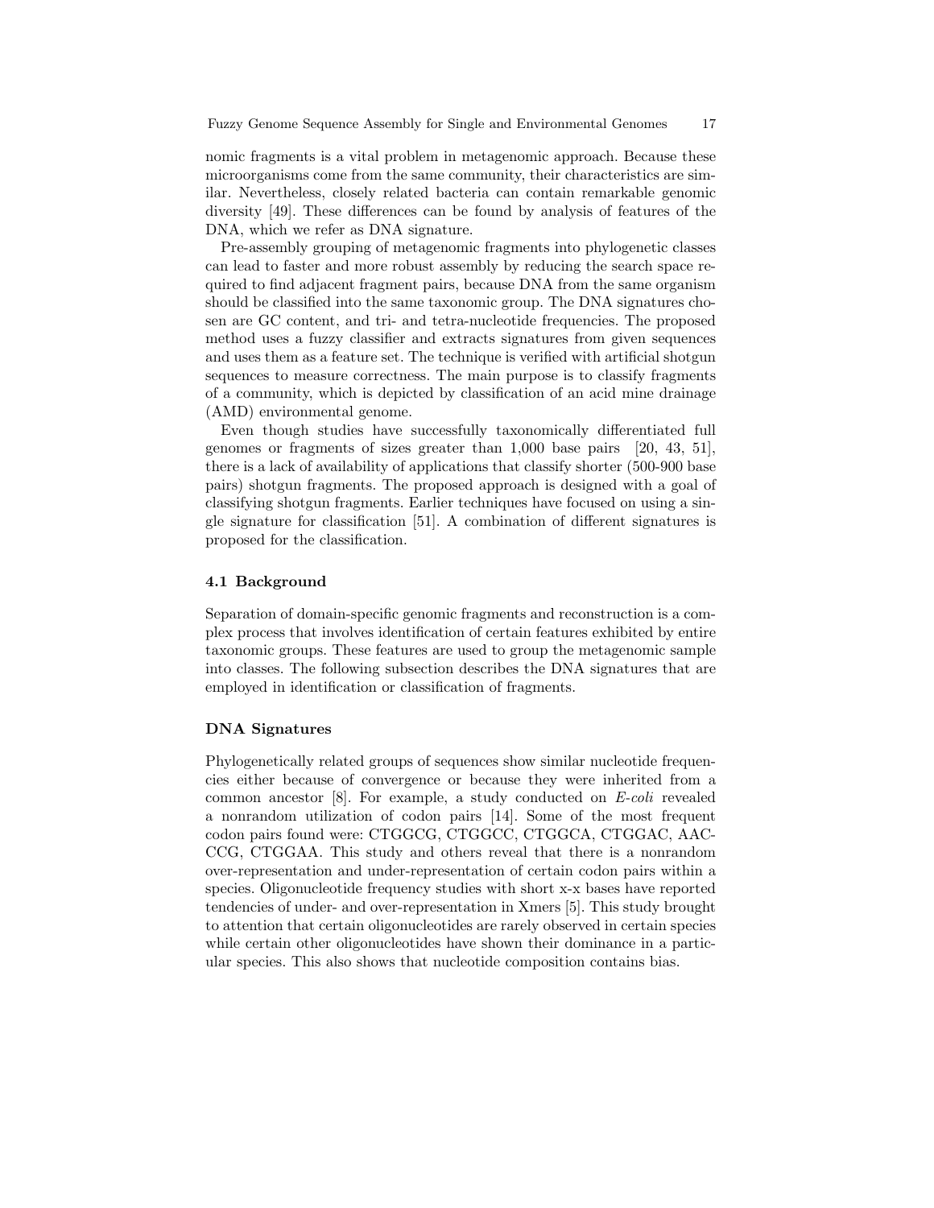nomic fragments is a vital problem in metagenomic approach. Because these microorganisms come from the same community, their characteristics are similar. Nevertheless, closely related bacteria can contain remarkable genomic diversity [49]. These differences can be found by analysis of features of the DNA, which we refer as DNA signature.

Pre-assembly grouping of metagenomic fragments into phylogenetic classes can lead to faster and more robust assembly by reducing the search space required to find adjacent fragment pairs, because DNA from the same organism should be classified into the same taxonomic group. The DNA signatures chosen are GC content, and tri- and tetra-nucleotide frequencies. The proposed method uses a fuzzy classifier and extracts signatures from given sequences and uses them as a feature set. The technique is verified with artificial shotgun sequences to measure correctness. The main purpose is to classify fragments of a community, which is depicted by classification of an acid mine drainage (AMD) environmental genome.

Even though studies have successfully taxonomically differentiated full genomes or fragments of sizes greater than 1,000 base pairs [20, 43, 51], there is a lack of availability of applications that classify shorter (500-900 base pairs) shotgun fragments. The proposed approach is designed with a goal of classifying shotgun fragments. Earlier techniques have focused on using a single signature for classification [51]. A combination of different signatures is proposed for the classification.

### 4.1 Background

Separation of domain-specific genomic fragments and reconstruction is a complex process that involves identification of certain features exhibited by entire taxonomic groups. These features are used to group the metagenomic sample into classes. The following subsection describes the DNA signatures that are employed in identification or classification of fragments.

#### DNA Signatures

Phylogenetically related groups of sequences show similar nucleotide frequencies either because of convergence or because they were inherited from a common ancestor [8]. For example, a study conducted on *E-coli* revealed a nonrandom utilization of codon pairs [14]. Some of the most frequent codon pairs found were: CTGGCG, CTGGCC, CTGGCA, CTGGAC, AACCCG, CTGGAA. This study and others reveal that there is a nonrandom over-representation and under-representation of certain codon pairs within a species. Oligonucleotide frequency studies with short x-x bases have reported tendencies of under- and over-representation in Xmers [5]. This study brought to attention that certain oligonucleotides are rarely observed in certain species while certain other oligonucleotides have shown their dominance in a particular species. This also shows that nucleotide composition contains bias.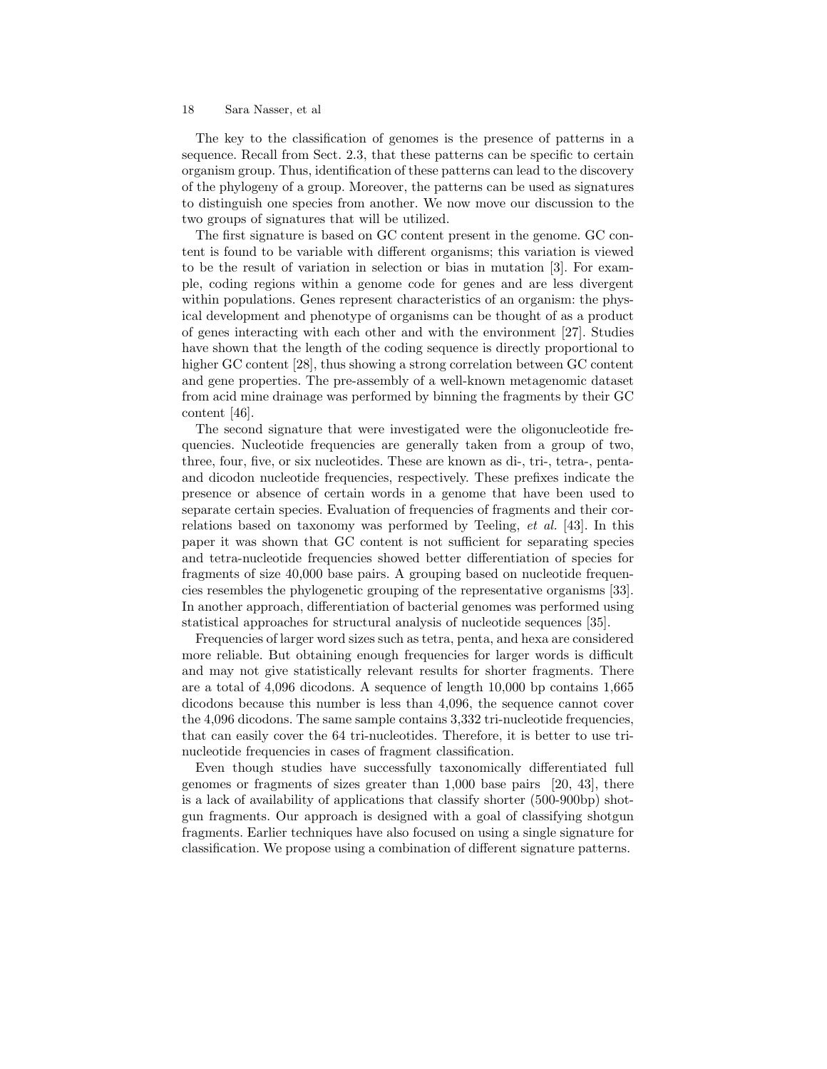The key to the classification of genomes is the presence of patterns in a sequence. Recall from Sect. 2.3, that these patterns can be specific to certain organism group. Thus, identification of these patterns can lead to the discovery of the phylogeny of a group. Moreover, the patterns can be used as signatures to distinguish one species from another. We now move our discussion to the two groups of signatures that will be utilized.

The first signature is based on GC content present in the genome. GC content is found to be variable with different organisms; this variation is viewed to be the result of variation in selection or bias in mutation [3]. For example, coding regions within a genome code for genes and are less divergent within populations. Genes represent characteristics of an organism: the physical development and phenotype of organisms can be thought of as a product of genes interacting with each other and with the environment [27]. Studies have shown that the length of the coding sequence is directly proportional to higher GC content [28], thus showing a strong correlation between GC content and gene properties. The pre-assembly of a well-known metagenomic dataset from acid mine drainage was performed by binning the fragments by their GC content [46].

The second signature that were investigated were the oligonucleotide frequencies. Nucleotide frequencies are generally taken from a group of two, three, four, five, or six nucleotides. These are known as di-, tri-, tetra-, penta- and dicodon nucleotide frequencies, respectively. These prefixes indicate the presence or absence of certain words in a genome that have been used to separate certain species. Evaluation of frequencies of fragments and their correlations based on taxonomy was performed by Teeling, *et al.* [43]. In this paper it was shown that GC content is not sufficient for separating species and tetra-nucleotide frequencies showed better differentiation of species for fragments of size 40,000 base pairs. A grouping based on nucleotide frequencies resembles the phylogenetic grouping of the representative organisms [33]. In another approach, differentiation of bacterial genomes was performed using statistical approaches for structural analysis of nucleotide sequences [35].

Frequencies of larger word sizes such as tetra, penta, and hexa are considered more reliable. But obtaining enough frequencies for larger words is difficult and may not give statistically relevant results for shorter fragments. There are a total of 4,096 dicodons. A sequence of length 10,000 bp contains 1,665 dicodons because this number is less than 4,096, the sequence cannot cover the 4,096 dicodons. The same sample contains 3,332 tri-nucleotide frequencies, that can easily cover the 64 tri-nucleotides. Therefore, it is better to use tri-nucleotide frequencies in cases of fragment classification.

Even though studies have successfully taxonomically differentiated full genomes or fragments of sizes greater than 1,000 base pairs [20, 43], there is a lack of availability of applications that classify shorter (500-900bp) shotgun fragments. Our approach is designed with a goal of classifying shotgun fragments. Earlier techniques have also focused on using a single signature for classification. We propose using a combination of different signature patterns.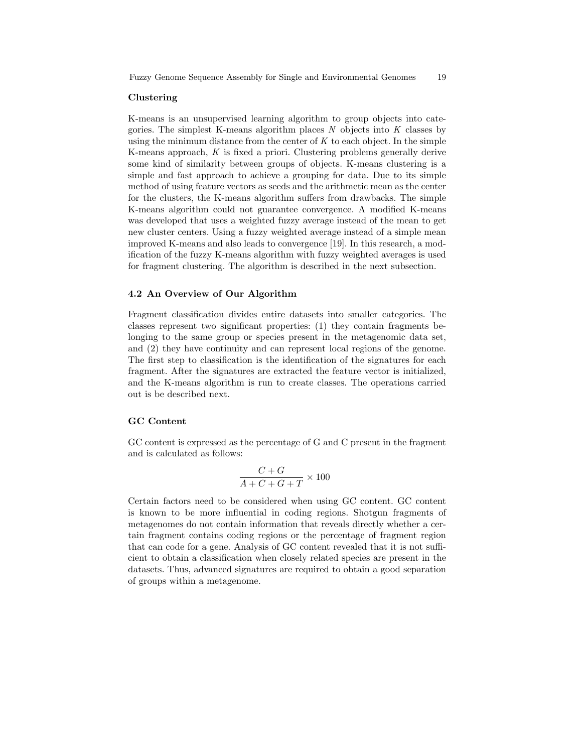**Clustering**

K-means is an unsupervised learning algorithm to group objects into categories. The simplest K-means algorithm places $N$ objects into $K$ classes by using the minimum distance from the center of $K$ to each object. In the simple K-means approach, $K$ is fixed a priori. Clustering problems generally derive some kind of similarity between groups of objects. K-means clustering is a simple and fast approach to achieve a grouping for data. Due to its simple method of using feature vectors as seeds and the arithmetic mean as the center for the clusters, the K-means algorithm suffers from drawbacks. The simple K-means algorithm could not guarantee convergence. A modified K-means was developed that uses a weighted fuzzy average instead of the mean to get new cluster centers. Using a fuzzy weighted average instead of a simple mean improved K-means and also leads to convergence [19]. In this research, a modification of the fuzzy K-means algorithm with fuzzy weighted averages is used for fragment clustering. The algorithm is described in the next subsection.

### 4.2 An Overview of Our Algorithm

Fragment classification divides entire datasets into smaller categories. The classes represent two significant properties: (1) they contain fragments belonging to the same group or species present in the metagenomic data set, and (2) they have continuity and can represent local regions of the genome. The first step to classification is the identification of the signatures for each fragment. After the signatures are extracted the feature vector is initialized, and the K-means algorithm is run to create classes. The operations carried out is be described next.

**GC Content**

GC content is expressed as the percentage of G and C present in the fragment and is calculated as follows:

$$\frac{C+G}{A+C+G+T} \times 100$$

Certain factors need to be considered when using GC content. GC content is known to be more influential in coding regions. Shotgun fragments of metagenomes do not contain information that reveals directly whether a certain fragment contains coding regions or the percentage of fragment region that can code for a gene. Analysis of GC content revealed that it is not sufficient to obtain a classification when closely related species are present in the datasets. Thus, advanced signatures are required to obtain a good separation of groups within a metagenome.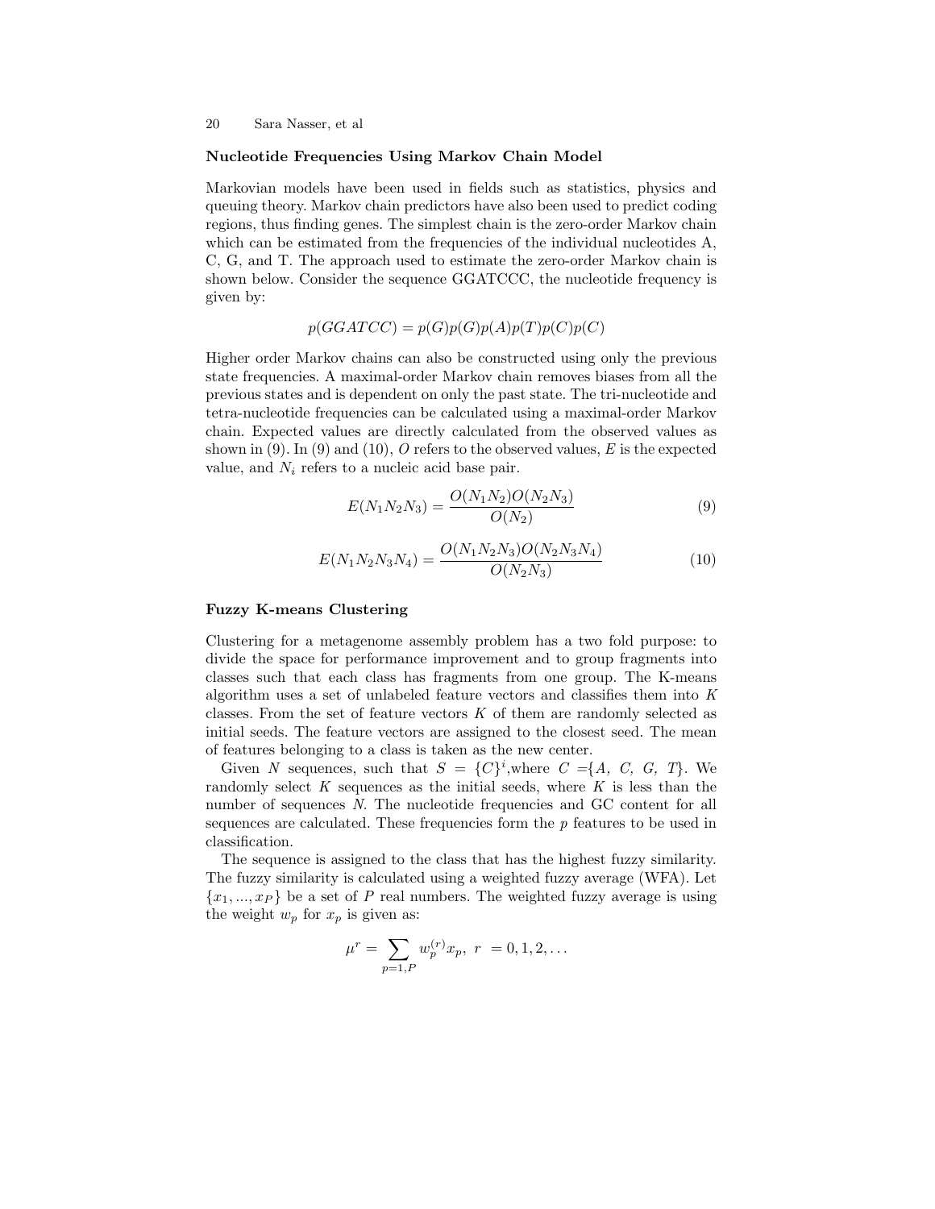### Nucleotide Frequencies Using Markov Chain Model

Markovian models have been used in fields such as statistics, physics and queuing theory. Markov chain predictors have also been used to predict coding regions, thus finding genes. The simplest chain is the zero-order Markov chain which can be estimated from the frequencies of the individual nucleotides A, C, G, and T. The approach used to estimate the zero-order Markov chain is shown below. Consider the sequence GGATCCC, the nucleotide frequency is given by:

$$p(GGATCC) = p(G)p(G)p(A)p(T)p(C)p(C)$$

Higher order Markov chains can also be constructed using only the previous state frequencies. A maximal-order Markov chain removes biases from all the previous states and is dependent on only the past state. The tri-nucleotide and tetra-nucleotide frequencies can be calculated using a maximal-order Markov chain. Expected values are directly calculated from the observed values as shown in (9). In (9) and (10), $O$ refers to the observed values, $E$ is the expected value, and $N_i$ refers to a nucleic acid base pair.

$$E(N_1N_2N_3) = \frac{O(N_1N_2)O(N_2N_3)}{O(N_2)} \tag{9}$$

$$E(N_1N_2N_3N_4) = \frac{O(N_1N_2N_3)O(N_2N_3N_4)}{O(N_2N_3)} \tag{10}$$

### Fuzzy K-means Clustering

Clustering for a metagenome assembly problem has a two fold purpose: to divide the space for performance improvement and to group fragments into classes such that each class has fragments from one group. The K-means algorithm uses a set of unlabeled feature vectors and classifies them into $K$ classes. From the set of feature vectors $K$ of them are randomly selected as initial seeds. The feature vectors are assigned to the closest seed. The mean of features belonging to a class is taken as the new center.

Given $N$ sequences, such that $S = \{C\}^i$,where $C = \{A, C, G, T\}$. We randomly select $K$ sequences as the initial seeds, where $K$ is less than the number of sequences $N$. The nucleotide frequencies and GC content for all sequences are calculated. These frequencies form the $p$ features to be used in classification.

The sequence is assigned to the class that has the highest fuzzy similarity. The fuzzy similarity is calculated using a weighted fuzzy average (WFA). Let $\{x_1, ..., x_P\}$ be a set of $P$ real numbers. The weighted fuzzy average is using the weight $w_p$ for $x_p$ is given as:

$$\mu^r = \sum_{p=1,P} w_p^{(r)} x_p, \ r \ = 0, 1, 2, \ldots$$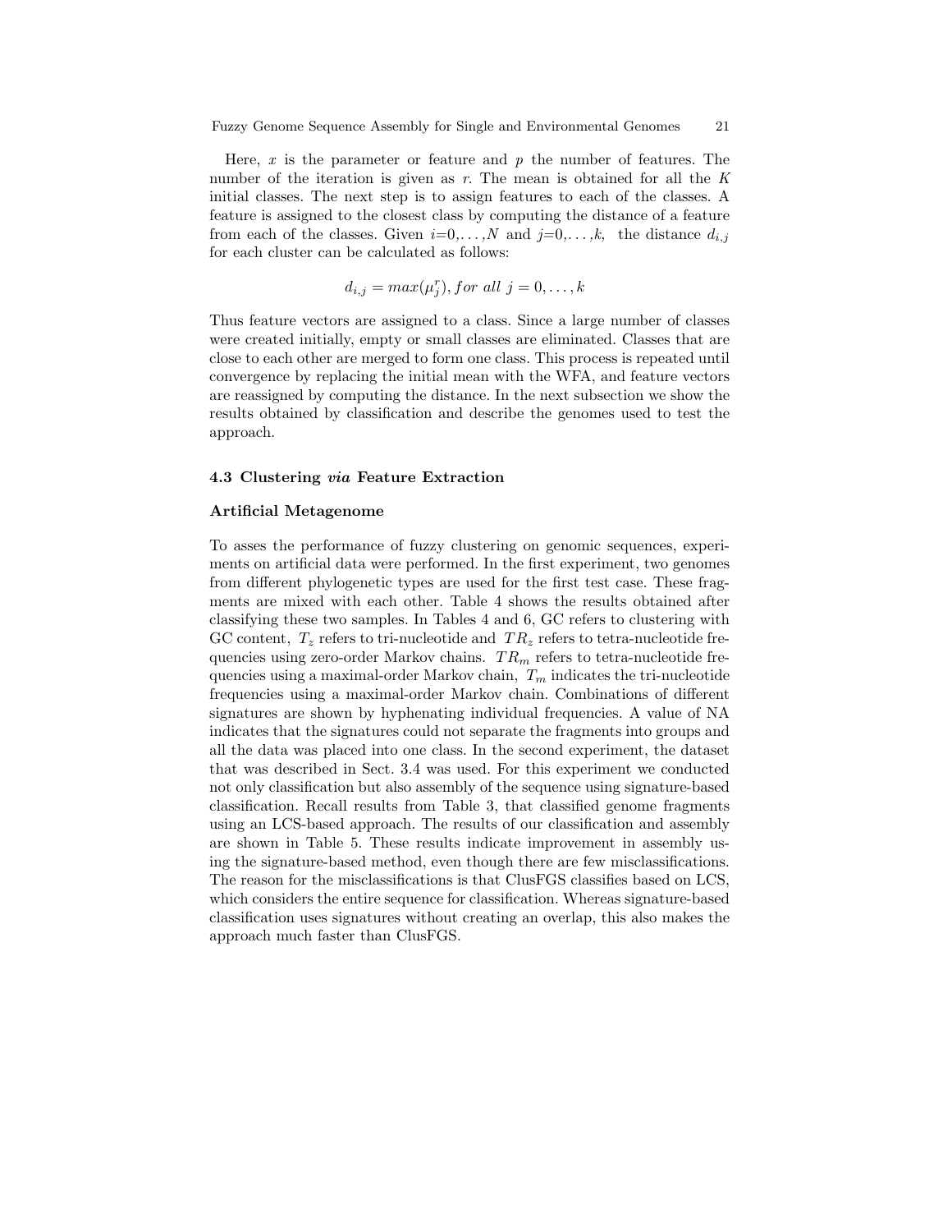Here, $x$ is the parameter or feature and $p$ the number of features. The number of the iteration is given as $r$. The mean is obtained for all the $K$ initial classes. The next step is to assign features to each of the classes. A feature is assigned to the closest class by computing the distance of a feature from each of the classes. Given $i$=0,...,$N$ and $j$=0,...,$k$, the distance $d_{i,j}$ for each cluster can be calculated as follows:

$$d_{i,j} = max(\mu_j^r), for\ all\ j = 0, \ldots, k$$

Thus feature vectors are assigned to a class. Since a large number of classes were created initially, empty or small classes are eliminated. Classes that are close to each other are merged to form one class. This process is repeated until convergence by replacing the initial mean with the WFA, and feature vectors are reassigned by computing the distance. In the next subsection we show the results obtained by classification and describe the genomes used to test the approach.

### 4.3 Clustering *via* Feature Extraction

#### Artificial Metagenome

To asses the performance of fuzzy clustering on genomic sequences, experiments on artificial data were performed. In the first experiment, two genomes from different phylogenetic types are used for the first test case. These fragments are mixed with each other. Table 4 shows the results obtained after classifying these two samples. In Tables 4 and 6, GC refers to clustering with GC content, $T_z$ refers to tri-nucleotide and $TR_z$ refers to tetra-nucleotide frequencies using zero-order Markov chains. $TR_m$ refers to tetra-nucleotide frequencies using a maximal-order Markov chain, $T_m$ indicates the tri-nucleotide frequencies using a maximal-order Markov chain. Combinations of different signatures are shown by hyphenating individual frequencies. A value of NA indicates that the signatures could not separate the fragments into groups and all the data was placed into one class. In the second experiment, the dataset that was described in Sect. 3.4 was used. For this experiment we conducted not only classification but also assembly of the sequence using signature-based classification. Recall results from Table 3, that classified genome fragments using an LCS-based approach. The results of our classification and assembly are shown in Table 5. These results indicate improvement in assembly using the signature-based method, even though there are few misclassifications. The reason for the misclassifications is that ClusFGS classifies based on LCS, which considers the entire sequence for classification. Whereas signature-based classification uses signatures without creating an overlap, this also makes the approach much faster than ClusFGS.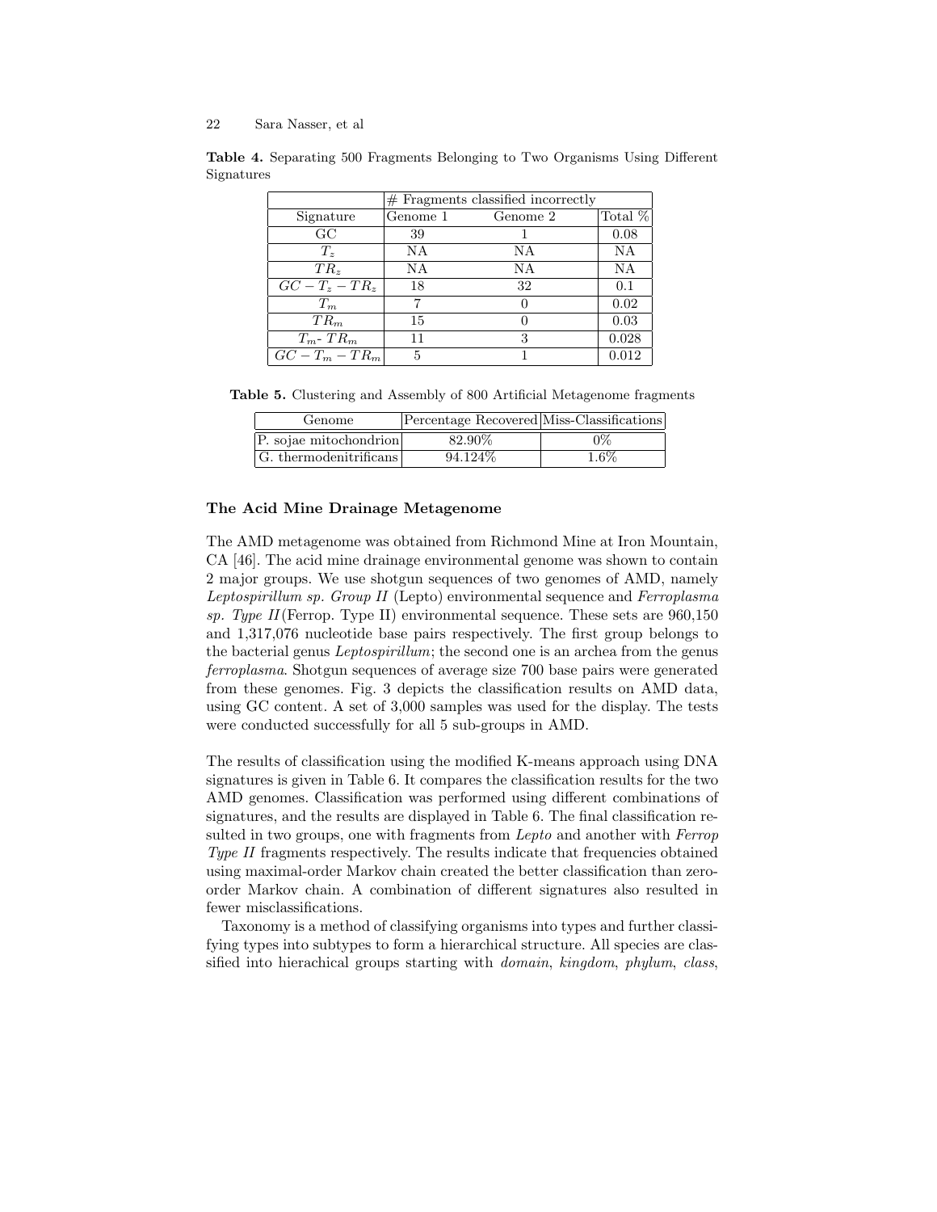**Table 4.** Separating 500 Fragments Belonging to Two Organisms Using Different Signatures

| | # Fragments classified incorrectly | | |
|---|---|---|---|
| Signature | Genome 1 | Genome 2 | Total % |
| GC | 39 | 1 | 0.08 |
| $T_z$ | NA | NA | NA |
| $TR_z$ | NA | NA | NA |
| $GC - T_z - TR_z$ | 18 | 32 | 0.1 |
| $T_m$ | 7 | 0 | 0.02 |
| $TR_m$ | 15 | 0 | 0.03 |
| $T_m$- $TR_m$ | 11 | 3 | 0.028 |
| $GC - T_m - TR_m$ | 5 | 1 | 0.012 |

**Table 5.** Clustering and Assembly of 800 Artificial Metagenome fragments

| Genome | Percentage Recovered | Miss-Classifications |
|---|---|---|
| P. sojae mitochondrion | 82.90% | 0% |
| G. thermodenitrificans | 94.124% | 1.6% |

### The Acid Mine Drainage Metagenome

The AMD metagenome was obtained from Richmond Mine at Iron Mountain, CA [46]. The acid mine drainage environmental genome was shown to contain 2 major groups. We use shotgun sequences of two genomes of AMD, namely *Leptospirillum sp. Group II* (Lepto) environmental sequence and *Ferroplasma sp. Type II*(Ferrop. Type II) environmental sequence. These sets are 960,150 and 1,317,076 nucleotide base pairs respectively. The first group belongs to the bacterial genus *Leptospirillum*; the second one is an archea from the genus *ferroplasma*. Shotgun sequences of average size 700 base pairs were generated from these genomes. Fig. 3 depicts the classification results on AMD data, using GC content. A set of 3,000 samples was used for the display. The tests were conducted successfully for all 5 sub-groups in AMD.

The results of classification using the modified K-means approach using DNA signatures is given in Table 6. It compares the classification results for the two AMD genomes. Classification was performed using different combinations of signatures, and the results are displayed in Table 6. The final classification resulted in two groups, one with fragments from *Lepto* and another with *Ferrop Type II* fragments respectively. The results indicate that frequencies obtained using maximal-order Markov chain created the better classification than zero-order Markov chain. A combination of different signatures also resulted in fewer misclassifications.

Taxonomy is a method of classifying organisms into types and further classifying types into subtypes to form a hierarchical structure. All species are classified into hierachical groups starting with *domain*, *kingdom*, *phylum*, *class*,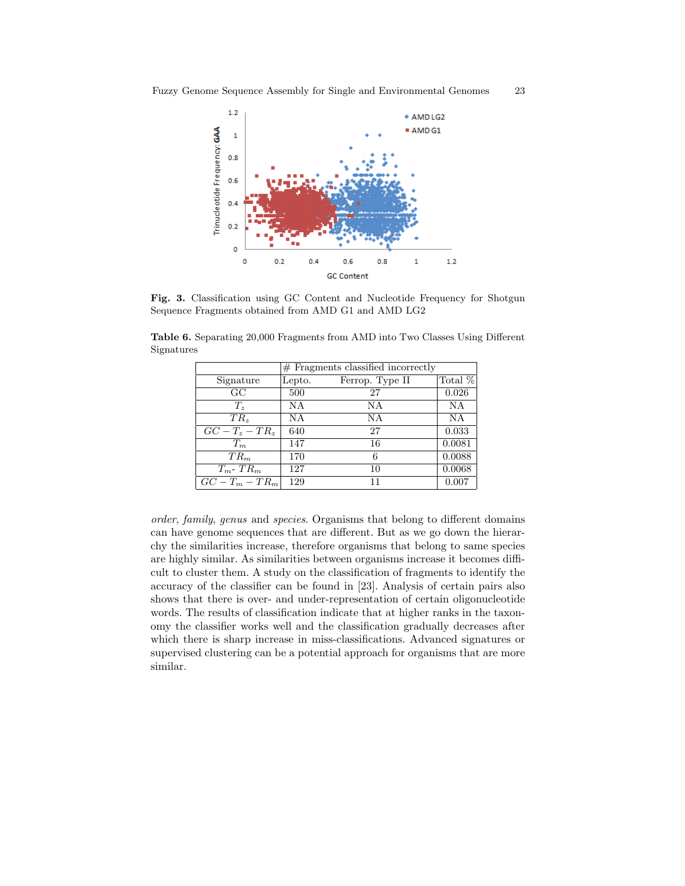**Fig. 3.** Classification using GC Content and Nucleotide Frequency for Shotgun Sequence Fragments obtained from AMD G1 and AMD LG2

**Table 6.** Separating 20,000 Fragments from AMD into Two Classes Using Different Signatures

| | # Fragments classified incorrectly | | |
|---|---|---|---|
| Signature | Lepto. | Ferrop. Type II | Total % |
| GC | 500 | 27 | 0.026 |
| $T_z$ | NA | NA | NA |
| $TR_z$ | NA | NA | NA |
| $GC - T_z - TR_z$ | 640 | 27 | 0.033 |
| $T_m$ | 147 | 16 | 0.0081 |
| $TR_m$ | 170 | 6 | 0.0088 |
| $T_m$- $TR_m$ | 127 | 10 | 0.0068 |
| $GC - T_m - TR_m$ | 129 | 11 | 0.007 |

*order*, *family*, *genus* and *species*. Organisms that belong to different domains can have genome sequences that are different. But as we go down the hierarchy the similarities increase, therefore organisms that belong to same species are highly similar. As similarities between organisms increase it becomes difficult to cluster them. A study on the classification of fragments to identify the accuracy of the classifier can be found in [23]. Analysis of certain pairs also shows that there is over- and under-representation of certain oligonucleotide words. The results of classification indicate that at higher ranks in the taxonomy the classifier works well and the classification gradually decreases after which there is sharp increase in miss-classifications. Advanced signatures or supervised clustering can be a potential approach for organisms that are more similar.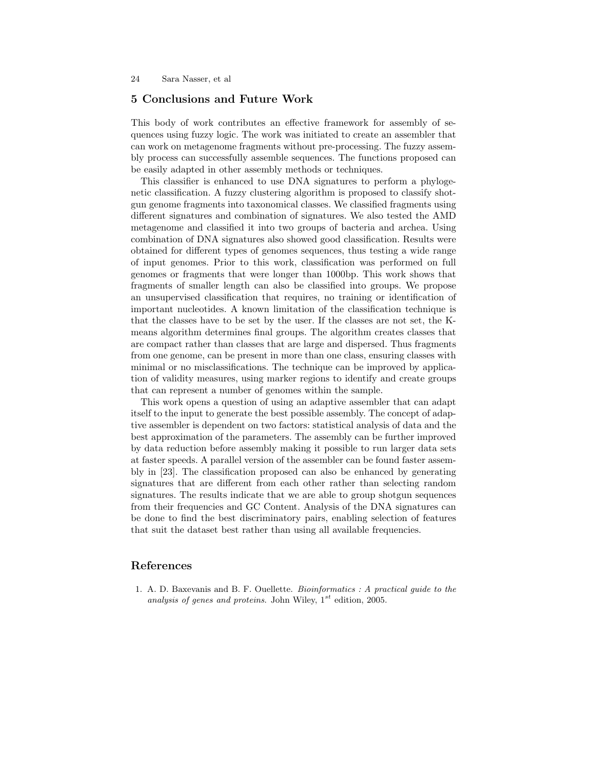## 5 Conclusions and Future Work

This body of work contributes an effective framework for assembly of sequences using fuzzy logic. The work was initiated to create an assembler that can work on metagenome fragments without pre-processing. The fuzzy assembly process can successfully assemble sequences. The functions proposed can be easily adapted in other assembly methods or techniques.

This classifier is enhanced to use DNA signatures to perform a phylogenetic classification. A fuzzy clustering algorithm is proposed to classify shotgun genome fragments into taxonomical classes. We classified fragments using different signatures and combination of signatures. We also tested the AMD metagenome and classified it into two groups of bacteria and archea. Using combination of DNA signatures also showed good classification. Results were obtained for different types of genomes sequences, thus testing a wide range of input genomes. Prior to this work, classification was performed on full genomes or fragments that were longer than 1000bp. This work shows that fragments of smaller length can also be classified into groups. We propose an unsupervised classification that requires, no training or identification of important nucleotides. A known limitation of the classification technique is that the classes have to be set by the user. If the classes are not set, the K-means algorithm determines final groups. The algorithm creates classes that are compact rather than classes that are large and dispersed. Thus fragments from one genome, can be present in more than one class, ensuring classes with minimal or no misclassifications. The technique can be improved by application of validity measures, using marker regions to identify and create groups that can represent a number of genomes within the sample.

This work opens a question of using an adaptive assembler that can adapt itself to the input to generate the best possible assembly. The concept of adaptive assembler is dependent on two factors: statistical analysis of data and the best approximation of the parameters. The assembly can be further improved by data reduction before assembly making it possible to run larger data sets at faster speeds. A parallel version of the assembler can be found faster assembly in [23]. The classification proposed can also be enhanced by generating signatures that are different from each other rather than selecting random signatures. The results indicate that we are able to group shotgun sequences from their frequencies and GC Content. Analysis of the DNA signatures can be done to find the best discriminatory pairs, enabling selection of features that suit the dataset best rather than using all available frequencies.

## References

1. A. D. Baxevanis and B. F. Ouellette. *Bioinformatics : A practical guide to the analysis of genes and proteins.* John Wiley, $1^{st}$ edition, 2005.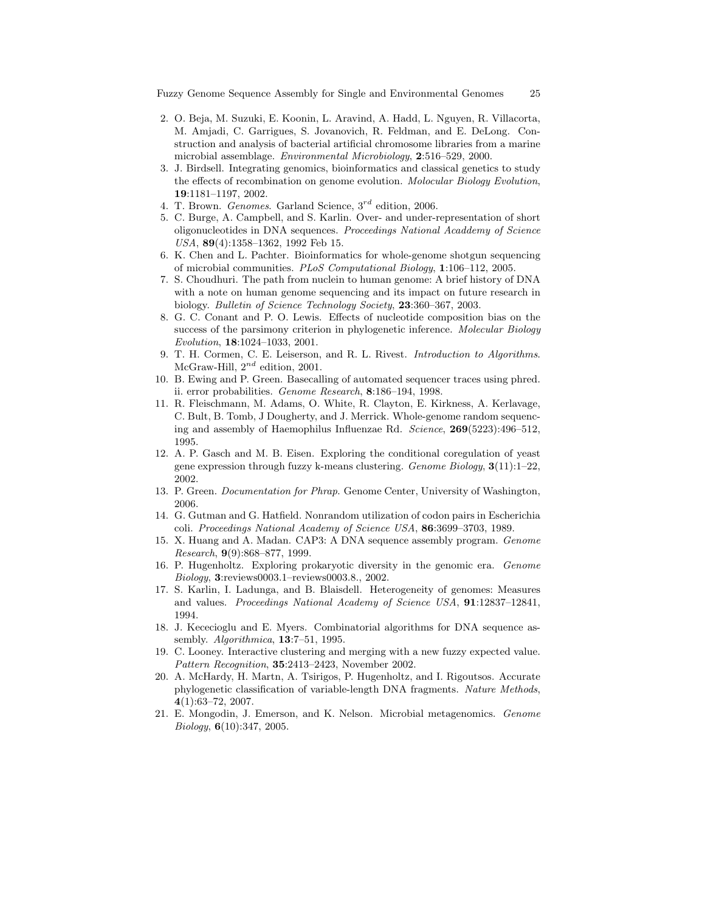2. O. Beja, M. Suzuki, E. Koonin, L. Aravind, A. Hadd, L. Nguyen, R. Villacorta, M. Amjadi, C. Garrigues, S. Jovanovich, R. Feldman, and E. DeLong. Construction and analysis of bacterial artificial chromosome libraries from a marine microbial assemblage. *Environmental Microbiology*, **2**:516–529, 2000.
3. J. Birdsell. Integrating genomics, bioinformatics and classical genetics to study the effects of recombination on genome evolution. *Molocular Biology Evolution*, **19**:1181–1197, 2002.
4. T. Brown. *Genomes*. Garland Science, $3^{rd}$ edition, 2006.
5. C. Burge, A. Campbell, and S. Karlin. Over- and under-representation of short oligonucleotides in DNA sequences. *Proceedings National Acaddemy of Science USA*, **89**(4):1358–1362, 1992 Feb 15.
6. K. Chen and L. Pachter. Bioinformatics for whole-genome shotgun sequencing of microbial communities. *PLoS Computational Biology*, **1**:106–112, 2005.
7. S. Choudhuri. The path from nuclein to human genome: A brief history of DNA with a note on human genome sequencing and its impact on future research in biology. *Bulletin of Science Technology Society*, **23**:360–367, 2003.
8. G. C. Conant and P. O. Lewis. Effects of nucleotide composition bias on the success of the parsimony criterion in phylogenetic inference. *Molecular Biology Evolution*, **18**:1024–1033, 2001.
9. T. H. Cormen, C. E. Leiserson, and R. L. Rivest. *Introduction to Algorithms*. McGraw-Hill, $2^{nd}$ edition, 2001.
10. B. Ewing and P. Green. Basecalling of automated sequencer traces using phred. ii. error probabilities. *Genome Research*, **8**:186–194, 1998.
11. R. Fleischmann, M. Adams, O. White, R. Clayton, E. Kirkness, A. Kerlavage, C. Bult, B. Tomb, J Dougherty, and J. Merrick. Whole-genome random sequencing and assembly of Haemophilus Influenzae Rd. *Science*, **269**(5223):496–512, 1995.
12. A. P. Gasch and M. B. Eisen. Exploring the conditional coregulation of yeast gene expression through fuzzy k-means clustering. *Genome Biology*, **3**(11):1–22, 2002.
13. P. Green. *Documentation for Phrap*. Genome Center, University of Washington, 2006.
14. G. Gutman and G. Hatfield. Nonrandom utilization of codon pairs in Escherichia coli. *Proceedings National Academy of Science USA*, **86**:3699–3703, 1989.
15. X. Huang and A. Madan. CAP3: A DNA sequence assembly program. *Genome Research*, **9**(9):868–877, 1999.
16. P. Hugenholtz. Exploring prokaryotic diversity in the genomic era. *Genome Biology*, **3**:reviews0003.1–reviews0003.8., 2002.
17. S. Karlin, I. Ladunga, and B. Blaisdell. Heterogeneity of genomes: Measures and values. *Proceedings National Academy of Science USA*, **91**:12837–12841, 1994.
18. J. Kececioglu and E. Myers. Combinatorial algorithms for DNA sequence assembly. *Algorithmica*, **13**:7–51, 1995.
19. C. Looney. Interactive clustering and merging with a new fuzzy expected value. *Pattern Recognition*, **35**:2413–2423, November 2002.
20. A. McHardy, H. Martn, A. Tsirigos, P. Hugenholtz, and I. Rigoutsos. Accurate phylogenetic classification of variable-length DNA fragments. *Nature Methods*, **4**(1):63–72, 2007.
21. E. Mongodin, J. Emerson, and K. Nelson. Microbial metagenomics. *Genome Biology*, **6**(10):347, 2005.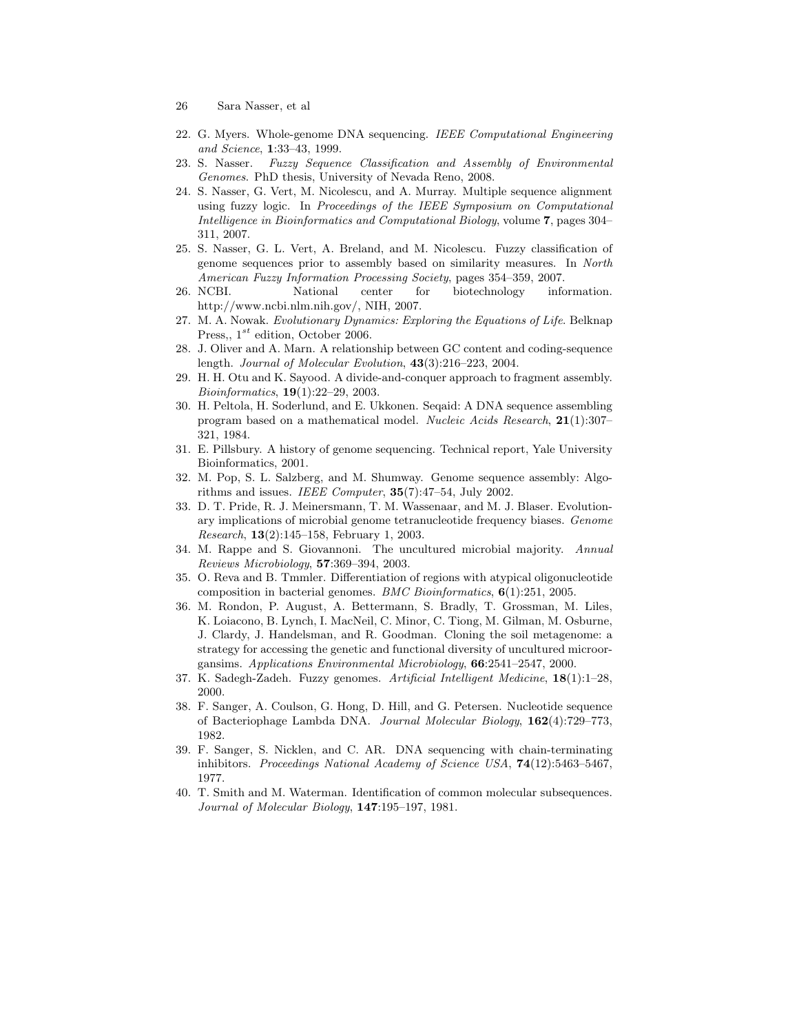22. G. Myers. Whole-genome DNA sequencing. *IEEE Computational Engineering and Science*, **1**:33–43, 1999.
23. S. Nasser. *Fuzzy Sequence Classification and Assembly of Environmental Genomes*. PhD thesis, University of Nevada Reno, 2008.
24. S. Nasser, G. Vert, M. Nicolescu, and A. Murray. Multiple sequence alignment using fuzzy logic. In *Proceedings of the IEEE Symposium on Computational Intelligence in Bioinformatics and Computational Biology*, volume **7**, pages 304–311, 2007.
25. S. Nasser, G. L. Vert, A. Breland, and M. Nicolescu. Fuzzy classification of genome sequences prior to assembly based on similarity measures. In *North American Fuzzy Information Processing Society*, pages 354–359, 2007.
26. NCBI. National center for biotechnology information. http://www.ncbi.nlm.nih.gov/, NIH, 2007.
27. M. A. Nowak. *Evolutionary Dynamics: Exploring the Equations of Life*. Belknap Press,, $1^{st}$ edition, October 2006.
28. J. Oliver and A. Marn. A relationship between GC content and coding-sequence length. *Journal of Molecular Evolution*, **43**(3):216–223, 2004.
29. H. H. Otu and K. Sayood. A divide-and-conquer approach to fragment assembly. *Bioinformatics*, **19**(1):22–29, 2003.
30. H. Peltola, H. Soderlund, and E. Ukkonen. Seqaid: A DNA sequence assembling program based on a mathematical model. *Nucleic Acids Research*, **21**(1):307–321, 1984.
31. E. Pillsbury. A history of genome sequencing. Technical report, Yale University Bioinformatics, 2001.
32. M. Pop, S. L. Salzberg, and M. Shumway. Genome sequence assembly: Algorithms and issues. *IEEE Computer*, **35**(7):47–54, July 2002.
33. D. T. Pride, R. J. Meinersmann, T. M. Wassenaar, and M. J. Blaser. Evolutionary implications of microbial genome tetranucleotide frequency biases. *Genome Research*, **13**(2):145–158, February 1, 2003.
34. M. Rappe and S. Giovannoni. The uncultured microbial majority. *Annual Reviews Microbiology*, **57**:369–394, 2003.
35. O. Reva and B. Tmmler. Differentiation of regions with atypical oligonucleotide composition in bacterial genomes. *BMC Bioinformatics*, **6**(1):251, 2005.
36. M. Rondon, P. August, A. Bettermann, S. Bradly, T. Grossman, M. Liles, K. Loiacono, B. Lynch, I. MacNeil, C. Minor, C. Tiong, M. Gilman, M. Osburne, J. Clardy, J. Handelsman, and R. Goodman. Cloning the soil metagenome: a strategy for accessing the genetic and functional diversity of uncultured microorgansims. *Applications Environmental Microbiology*, **66**:2541–2547, 2000.
37. K. Sadegh-Zadeh. Fuzzy genomes. *Artificial Intelligent Medicine*, **18**(1):1–28, 2000.
38. F. Sanger, A. Coulson, G. Hong, D. Hill, and G. Petersen. Nucleotide sequence of Bacteriophage Lambda DNA. *Journal Molecular Biology*, **162**(4):729–773, 1982.
39. F. Sanger, S. Nicklen, and C. AR. DNA sequencing with chain-terminating inhibitors. *Proceedings National Academy of Science USA*, **74**(12):5463–5467, 1977.
40. T. Smith and M. Waterman. Identification of common molecular subsequences. *Journal of Molecular Biology*, **147**:195–197, 1981.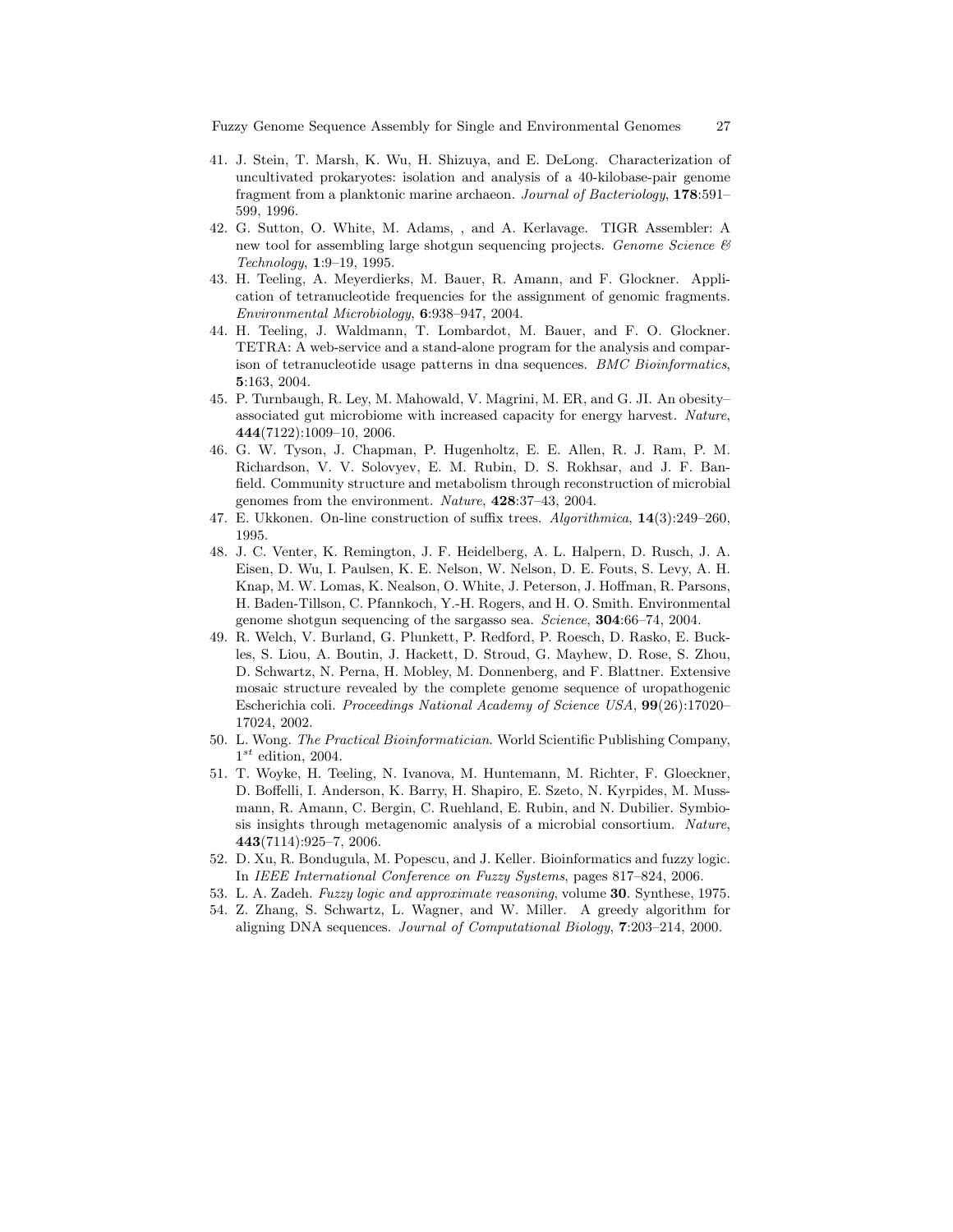41. J. Stein, T. Marsh, K. Wu, H. Shizuya, and E. DeLong. Characterization of uncultivated prokaryotes: isolation and analysis of a 40-kilobase-pair genome fragment from a planktonic marine archaeon. *Journal of Bacteriology*, **178**:591–599, 1996.
42. G. Sutton, O. White, M. Adams, , and A. Kerlavage. TIGR Assembler: A new tool for assembling large shotgun sequencing projects. *Genome Science & Technology*, **1**:9–19, 1995.
43. H. Teeling, A. Meyerdierks, M. Bauer, R. Amann, and F. Glockner. Application of tetranucleotide frequencies for the assignment of genomic fragments. *Environmental Microbiology*, **6**:938–947, 2004.
44. H. Teeling, J. Waldmann, T. Lombardot, M. Bauer, and F. O. Glockner. TETRA: A web-service and a stand-alone program for the analysis and comparison of tetranucleotide usage patterns in dna sequences. *BMC Bioinformatics*, **5**:163, 2004.
45. P. Turnbaugh, R. Ley, M. Mahowald, V. Magrini, M. ER, and G. JI. An obesity–associated gut microbiome with increased capacity for energy harvest. *Nature*, **444**(7122):1009–10, 2006.
46. G. W. Tyson, J. Chapman, P. Hugenholtz, E. E. Allen, R. J. Ram, P. M. Richardson, V. V. Solovyev, E. M. Rubin, D. S. Rokhsar, and J. F. Banfield. Community structure and metabolism through reconstruction of microbial genomes from the environment. *Nature*, **428**:37–43, 2004.
47. E. Ukkonen. On-line construction of suffix trees. *Algorithmica*, **14**(3):249–260, 1995.
48. J. C. Venter, K. Remington, J. F. Heidelberg, A. L. Halpern, D. Rusch, J. A. Eisen, D. Wu, I. Paulsen, K. E. Nelson, W. Nelson, D. E. Fouts, S. Levy, A. H. Knap, M. W. Lomas, K. Nealson, O. White, J. Peterson, J. Hoffman, R. Parsons, H. Baden-Tillson, C. Pfannkoch, Y.-H. Rogers, and H. O. Smith. Environmental genome shotgun sequencing of the sargasso sea. *Science*, **304**:66–74, 2004.
49. R. Welch, V. Burland, G. Plunkett, P. Redford, P. Roesch, D. Rasko, E. Buckles, S. Liou, A. Boutin, J. Hackett, D. Stroud, G. Mayhew, D. Rose, S. Zhou, D. Schwartz, N. Perna, H. Mobley, M. Donnenberg, and F. Blattner. Extensive mosaic structure revealed by the complete genome sequence of uropathogenic Escherichia coli. *Proceedings National Academy of Science USA*, **99**(26):17020–17024, 2002.
50. L. Wong. *The Practical Bioinformatician*. World Scientific Publishing Company, $1^{st}$ edition, 2004.
51. T. Woyke, H. Teeling, N. Ivanova, M. Huntemann, M. Richter, F. Gloeckner, D. Boffelli, I. Anderson, K. Barry, H. Shapiro, E. Szeto, N. Kyrpides, M. Mussmann, R. Amann, C. Bergin, C. Ruehland, E. Rubin, and N. Dubilier. Symbiosis insights through metagenomic analysis of a microbial consortium. *Nature*, **443**(7114):925–7, 2006.
52. D. Xu, R. Bondugula, M. Popescu, and J. Keller. Bioinformatics and fuzzy logic. In *IEEE International Conference on Fuzzy Systems*, pages 817–824, 2006.
53. L. A. Zadeh. *Fuzzy logic and approximate reasoning*, volume **30**. Synthese, 1975.
54. Z. Zhang, S. Schwartz, L. Wagner, and W. Miller. A greedy algorithm for aligning DNA sequences. *Journal of Computational Biology*, **7**:203–214, 2000.